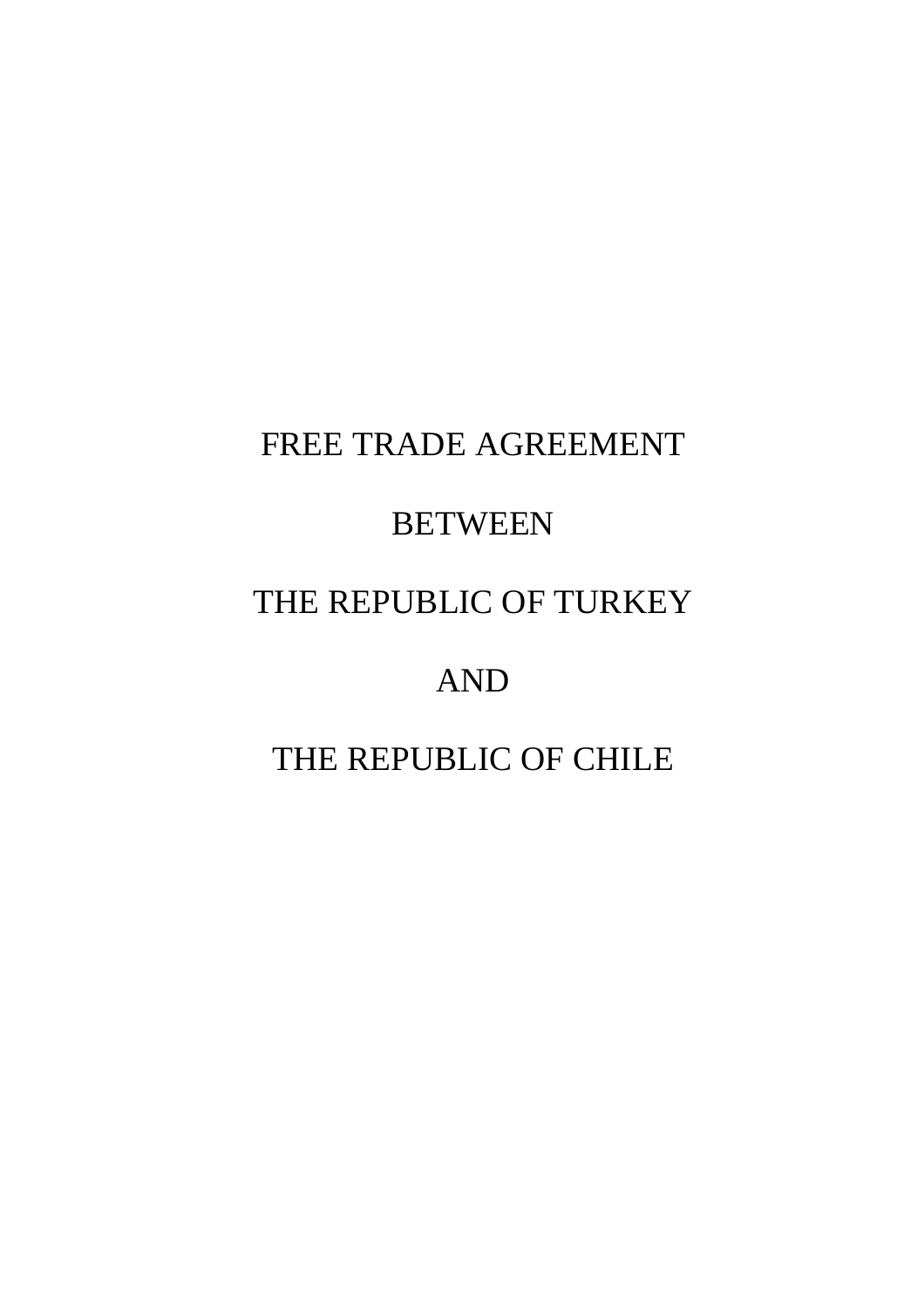# FREE TRADE AGREEMENT

# BETWEEN

# THE REPUBLIC OF TURKEY

# AND

# THE REPUBLIC OF CHILE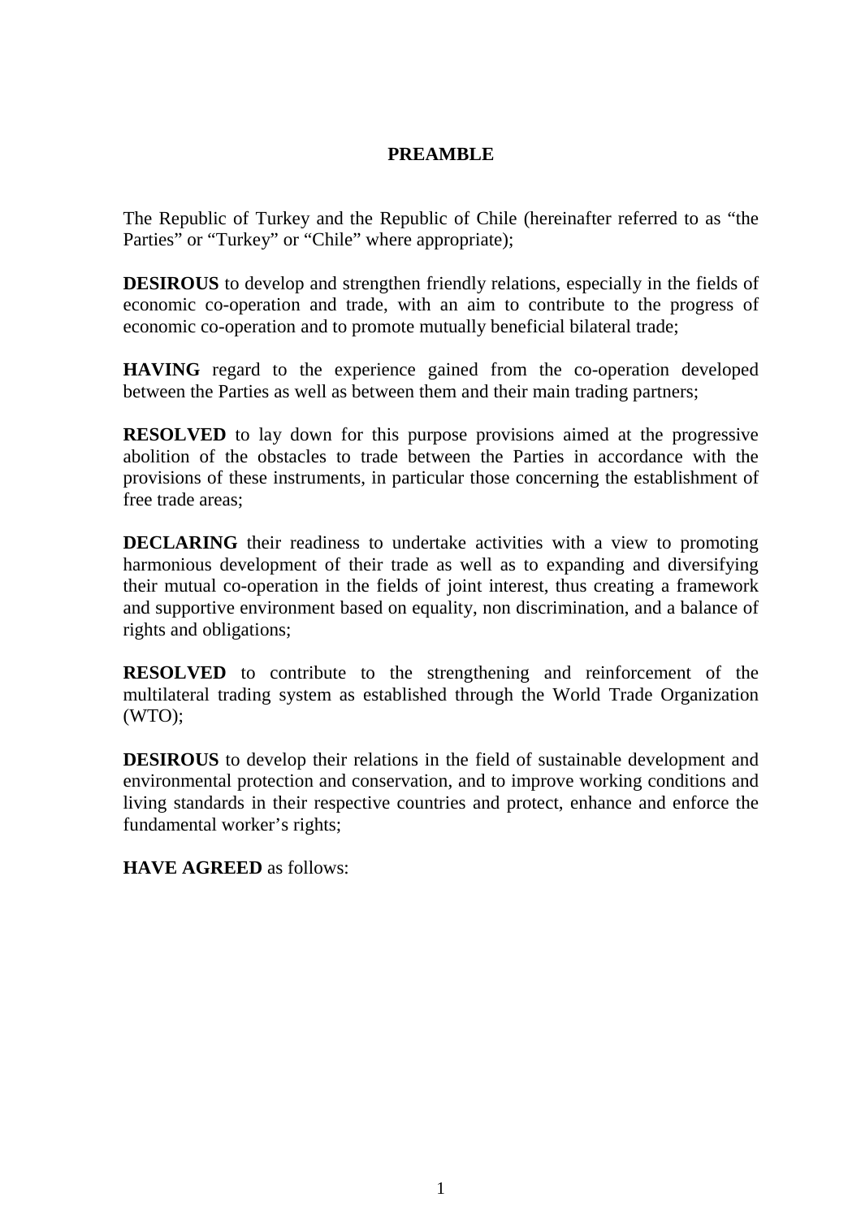# PREAMBLE

The Republic of Turkey and the Republic of Chile (hereinafter referred to as "the Parties" or "Turkey" or "Chile" where appropriate);

**DESIROUS** to develop and strengthen friendly relations, especially in the fields of economic co-operation and trade, with an aim to contribute to the progress of economic co-operation and to promote mutually beneficial bilateral trade;

**HAVING** regard to the experience gained from the co-operation developed between the Parties as well as between them and their main trading partners;

**RESOLVED** to lay down for this purpose provisions aimed at the progressive abolition of the obstacles to trade between the Parties in accordance with the provisions of these instruments, in particular those concerning the establishment of free trade areas;

**DECLARING** their readiness to undertake activities with a view to promoting harmonious development of their trade as well as to expanding and diversifying their mutual co-operation in the fields of joint interest, thus creating a framework and supportive environment based on equality, non discrimination, and a balance of rights and obligations;

**RESOLVED** to contribute to the strengthening and reinforcement of the multilateral trading system as established through the World Trade Organization (WTO);

**DESIROUS** to develop their relations in the field of sustainable development and environmental protection and conservation, and to improve working conditions and living standards in their respective countries and protect, enhance and enforce the fundamental worker's rights;

**HAVE AGREED** as follows: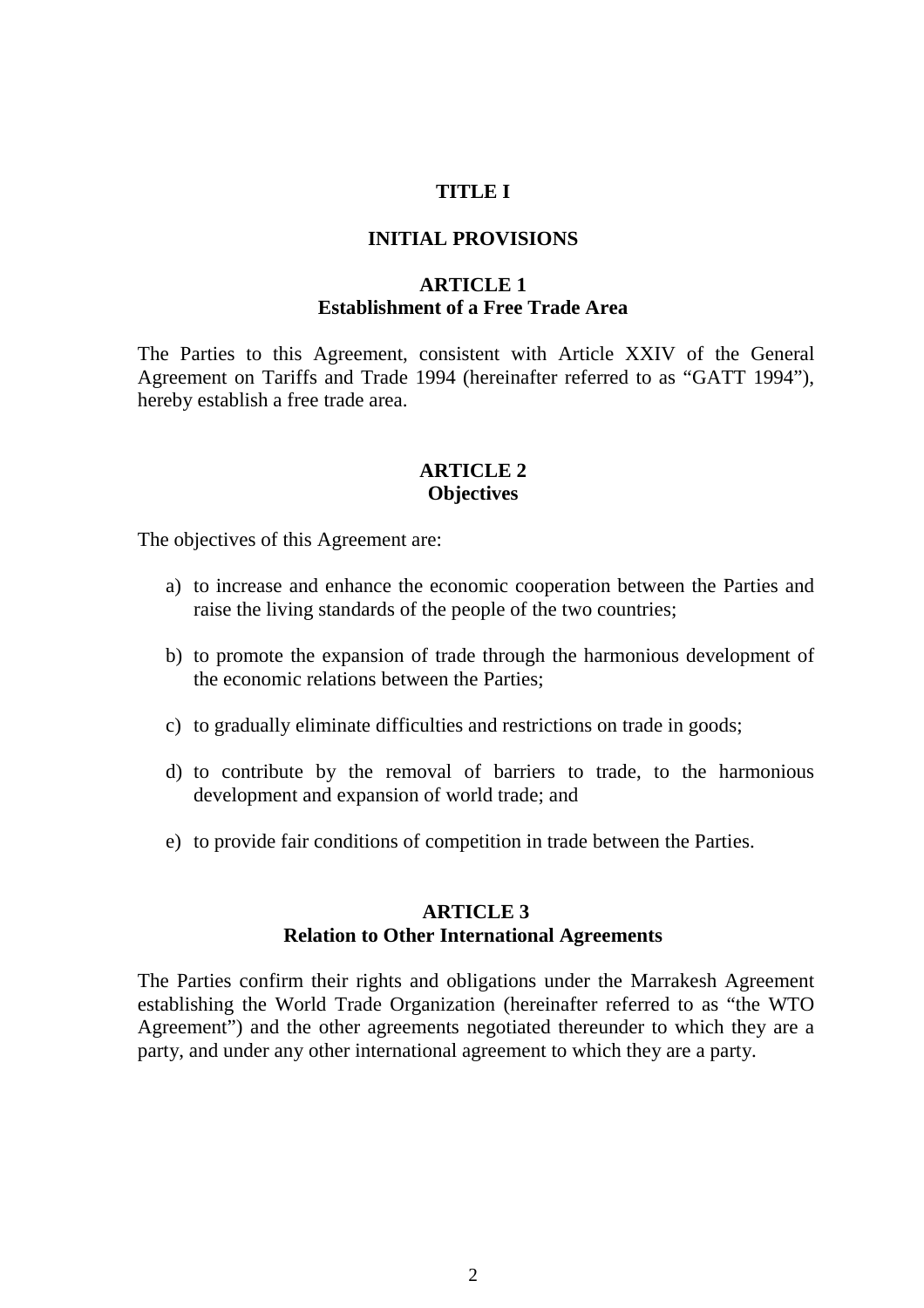# TITLE I

# INITIAL PROVISIONS

## ARTICLE 1
## Establishment of a Free Trade Area

The Parties to this Agreement, consistent with Article XXIV of the General Agreement on Tariffs and Trade 1994 (hereinafter referred to as "GATT 1994"), hereby establish a free trade area.

## ARTICLE 2
## Objectives

The objectives of this Agreement are:

a) to increase and enhance the economic cooperation between the Parties and raise the living standards of the people of the two countries;

b) to promote the expansion of trade through the harmonious development of the economic relations between the Parties;

c) to gradually eliminate difficulties and restrictions on trade in goods;

d) to contribute by the removal of barriers to trade, to the harmonious development and expansion of world trade; and

e) to provide fair conditions of competition in trade between the Parties.

## ARTICLE 3
## Relation to Other International Agreements

The Parties confirm their rights and obligations under the Marrakesh Agreement establishing the World Trade Organization (hereinafter referred to as "the WTO Agreement") and the other agreements negotiated thereunder to which they are a party, and under any other international agreement to which they are a party.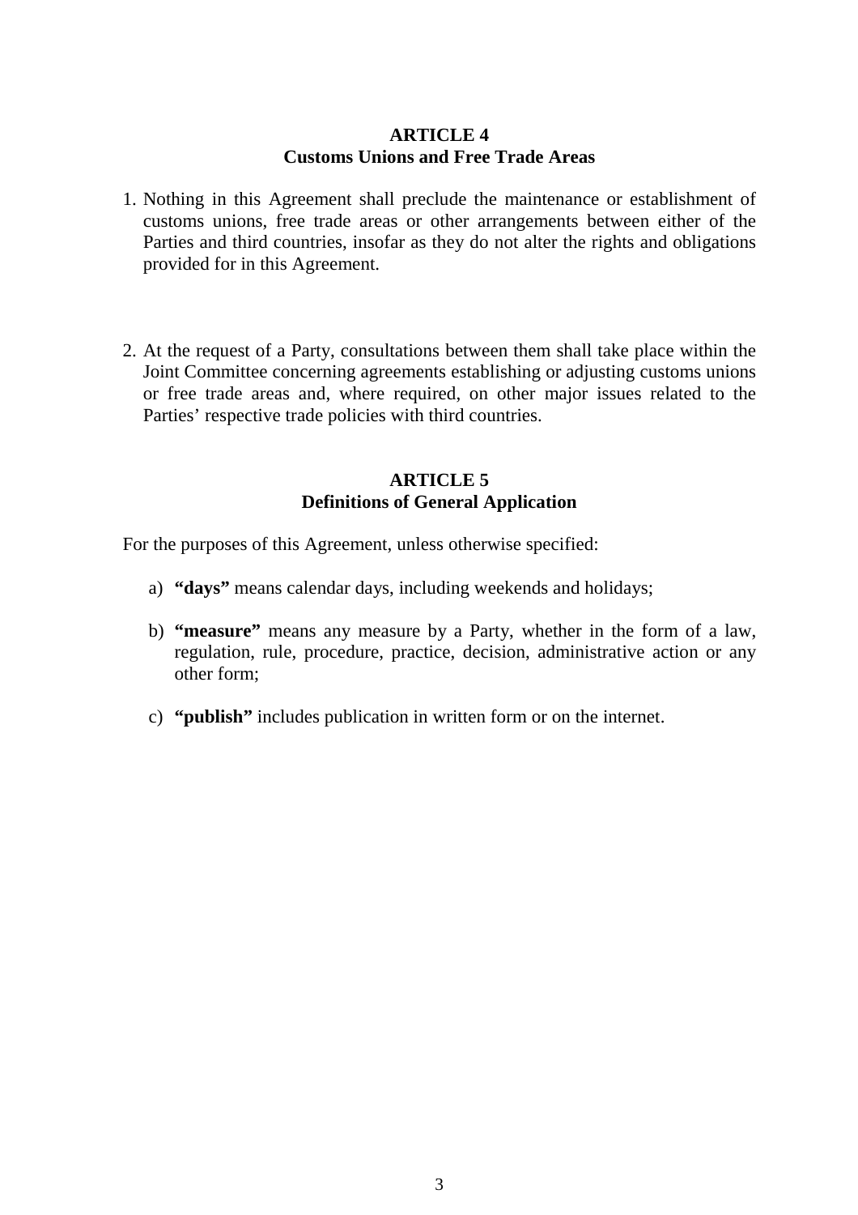## ARTICLE 4
## Customs Unions and Free Trade Areas

1. Nothing in this Agreement shall preclude the maintenance or establishment of customs unions, free trade areas or other arrangements between either of the Parties and third countries, insofar as they do not alter the rights and obligations provided for in this Agreement.

2. At the request of a Party, consultations between them shall take place within the Joint Committee concerning agreements establishing or adjusting customs unions or free trade areas and, where required, on other major issues related to the Parties' respective trade policies with third countries.

## ARTICLE 5
## Definitions of General Application

For the purposes of this Agreement, unless otherwise specified:

a) **"days"** means calendar days, including weekends and holidays;

b) **"measure"** means any measure by a Party, whether in the form of a law, regulation, rule, procedure, practice, decision, administrative action or any other form;

c) **"publish"** includes publication in written form or on the internet.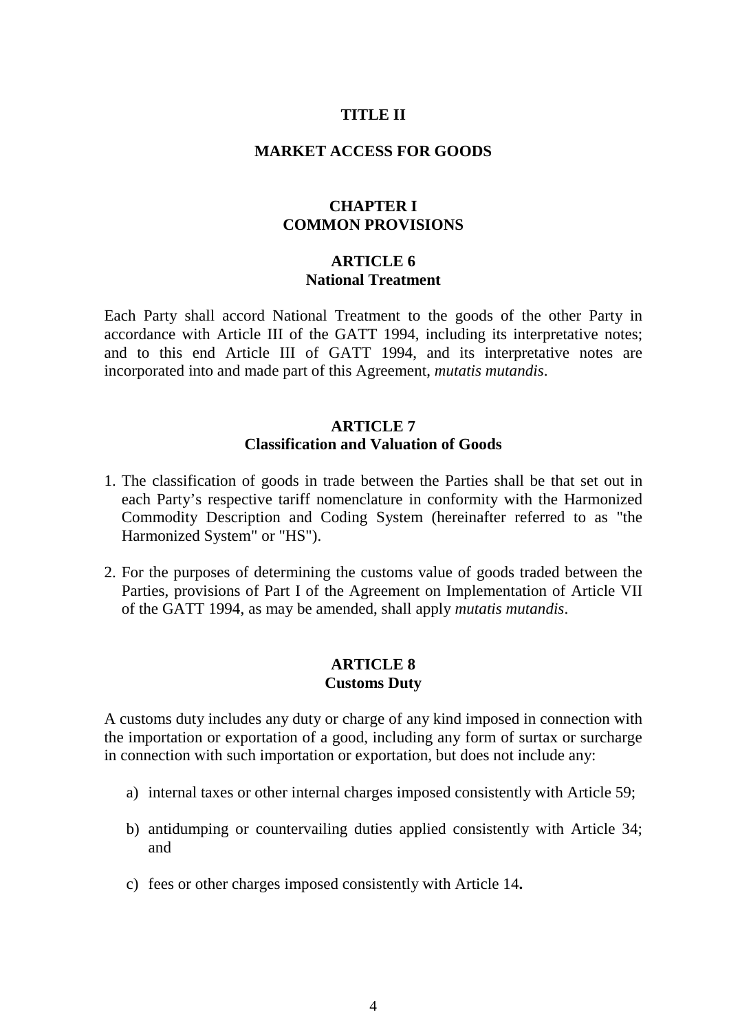# TITLE II

# MARKET ACCESS FOR GOODS

## CHAPTER I
## COMMON PROVISIONS

### ARTICLE 6
### National Treatment

Each Party shall accord National Treatment to the goods of the other Party in accordance with Article III of the GATT 1994, including its interpretative notes; and to this end Article III of GATT 1994, and its interpretative notes are incorporated into and made part of this Agreement, *mutatis mutandis*.

### ARTICLE 7
### Classification and Valuation of Goods

1. The classification of goods in trade between the Parties shall be that set out in each Party's respective tariff nomenclature in conformity with the Harmonized Commodity Description and Coding System (hereinafter referred to as "the Harmonized System" or "HS").

2. For the purposes of determining the customs value of goods traded between the Parties, provisions of Part I of the Agreement on Implementation of Article VII of the GATT 1994, as may be amended, shall apply *mutatis mutandis*.

### ARTICLE 8
### Customs Duty

A customs duty includes any duty or charge of any kind imposed in connection with the importation or exportation of a good, including any form of surtax or surcharge in connection with such importation or exportation, but does not include any:

a) internal taxes or other internal charges imposed consistently with Article 59;

b) antidumping or countervailing duties applied consistently with Article 34; and

c) fees or other charges imposed consistently with Article 14**.**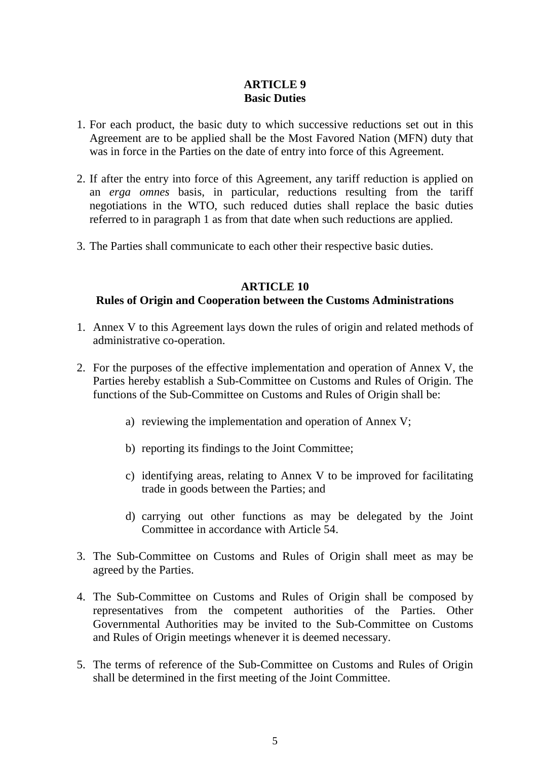## ARTICLE 9
## Basic Duties

1. For each product, the basic duty to which successive reductions set out in this Agreement are to be applied shall be the Most Favored Nation (MFN) duty that was in force in the Parties on the date of entry into force of this Agreement.

2. If after the entry into force of this Agreement, any tariff reduction is applied on an *erga omnes* basis, in particular, reductions resulting from the tariff negotiations in the WTO, such reduced duties shall replace the basic duties referred to in paragraph 1 as from that date when such reductions are applied.

3. The Parties shall communicate to each other their respective basic duties.

## ARTICLE 10
## Rules of Origin and Cooperation between the Customs Administrations

1. Annex V to this Agreement lays down the rules of origin and related methods of administrative co-operation.

2. For the purposes of the effective implementation and operation of Annex V, the Parties hereby establish a Sub-Committee on Customs and Rules of Origin. The functions of the Sub-Committee on Customs and Rules of Origin shall be:

   a) reviewing the implementation and operation of Annex V;

   b) reporting its findings to the Joint Committee;

   c) identifying areas, relating to Annex V to be improved for facilitating trade in goods between the Parties; and

   d) carrying out other functions as may be delegated by the Joint Committee in accordance with Article 54.

3. The Sub-Committee on Customs and Rules of Origin shall meet as may be agreed by the Parties.

4. The Sub-Committee on Customs and Rules of Origin shall be composed by representatives from the competent authorities of the Parties. Other Governmental Authorities may be invited to the Sub-Committee on Customs and Rules of Origin meetings whenever it is deemed necessary.

5. The terms of reference of the Sub-Committee on Customs and Rules of Origin shall be determined in the first meeting of the Joint Committee.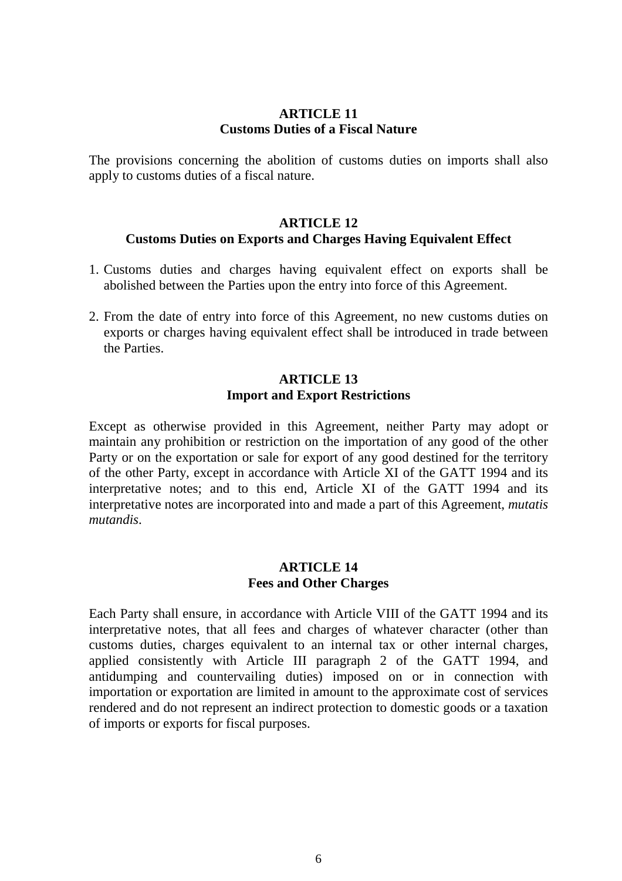**ARTICLE 11**
**Customs Duties of a Fiscal Nature**

The provisions concerning the abolition of customs duties on imports shall also apply to customs duties of a fiscal nature.

**ARTICLE 12**
**Customs Duties on Exports and Charges Having Equivalent Effect**

1. Customs duties and charges having equivalent effect on exports shall be abolished between the Parties upon the entry into force of this Agreement.

2. From the date of entry into force of this Agreement, no new customs duties on exports or charges having equivalent effect shall be introduced in trade between the Parties.

**ARTICLE 13**
**Import and Export Restrictions**

Except as otherwise provided in this Agreement, neither Party may adopt or maintain any prohibition or restriction on the importation of any good of the other Party or on the exportation or sale for export of any good destined for the territory of the other Party, except in accordance with Article XI of the GATT 1994 and its interpretative notes; and to this end, Article XI of the GATT 1994 and its interpretative notes are incorporated into and made a part of this Agreement, *mutatis mutandis*.

**ARTICLE 14**
**Fees and Other Charges**

Each Party shall ensure, in accordance with Article VIII of the GATT 1994 and its interpretative notes, that all fees and charges of whatever character (other than customs duties, charges equivalent to an internal tax or other internal charges, applied consistently with Article III paragraph 2 of the GATT 1994, and antidumping and countervailing duties) imposed on or in connection with importation or exportation are limited in amount to the approximate cost of services rendered and do not represent an indirect protection to domestic goods or a taxation of imports or exports for fiscal purposes.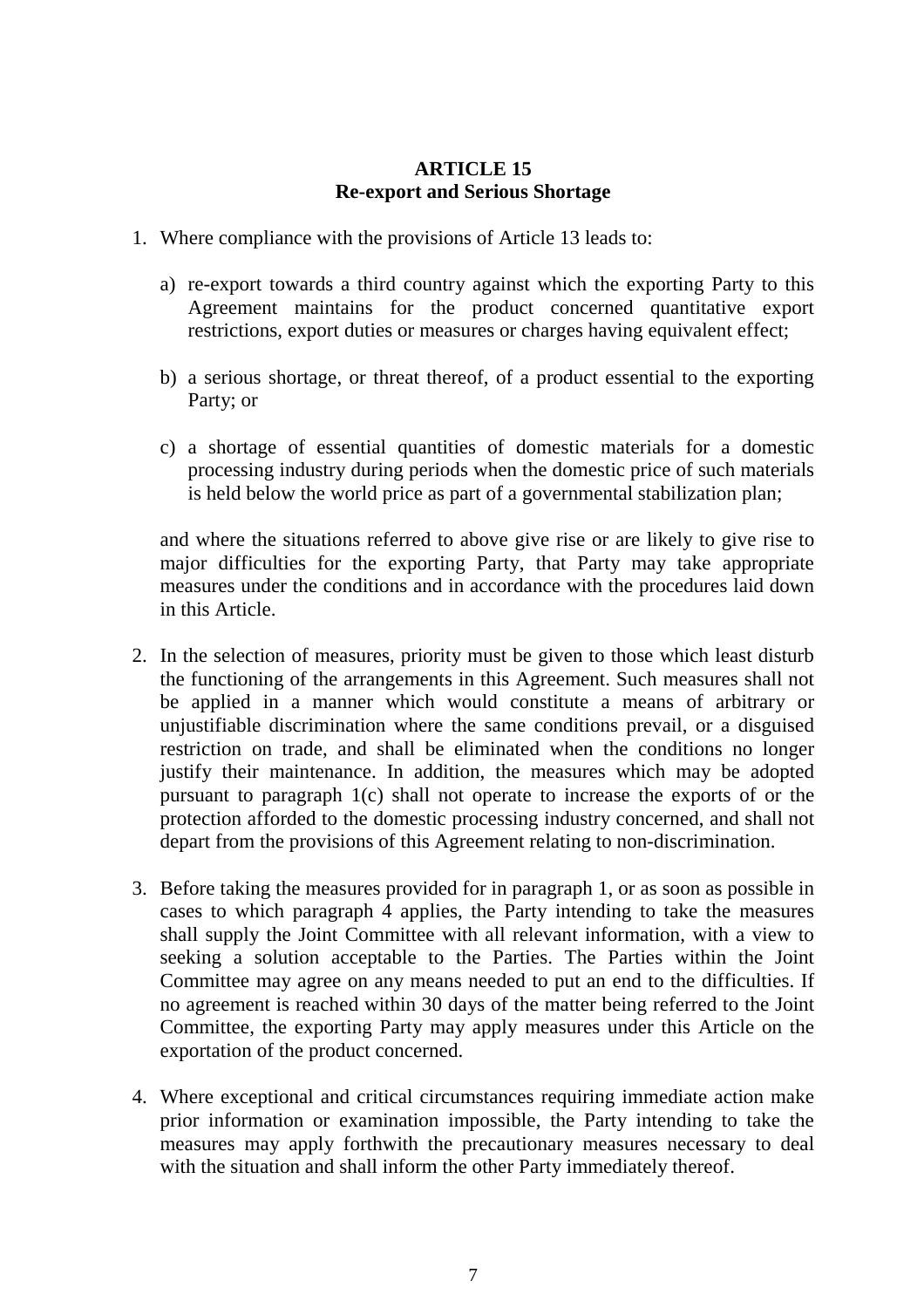## ARTICLE 15
## Re-export and Serious Shortage

1. Where compliance with the provisions of Article 13 leads to:

   a) re-export towards a third country against which the exporting Party to this Agreement maintains for the product concerned quantitative export restrictions, export duties or measures or charges having equivalent effect;

   b) a serious shortage, or threat thereof, of a product essential to the exporting Party; or

   c) a shortage of essential quantities of domestic materials for a domestic processing industry during periods when the domestic price of such materials is held below the world price as part of a governmental stabilization plan;

   and where the situations referred to above give rise or are likely to give rise to major difficulties for the exporting Party, that Party may take appropriate measures under the conditions and in accordance with the procedures laid down in this Article.

2. In the selection of measures, priority must be given to those which least disturb the functioning of the arrangements in this Agreement. Such measures shall not be applied in a manner which would constitute a means of arbitrary or unjustifiable discrimination where the same conditions prevail, or a disguised restriction on trade, and shall be eliminated when the conditions no longer justify their maintenance. In addition, the measures which may be adopted pursuant to paragraph 1(c) shall not operate to increase the exports of or the protection afforded to the domestic processing industry concerned, and shall not depart from the provisions of this Agreement relating to non-discrimination.

3. Before taking the measures provided for in paragraph 1, or as soon as possible in cases to which paragraph 4 applies, the Party intending to take the measures shall supply the Joint Committee with all relevant information, with a view to seeking a solution acceptable to the Parties. The Parties within the Joint Committee may agree on any means needed to put an end to the difficulties. If no agreement is reached within 30 days of the matter being referred to the Joint Committee, the exporting Party may apply measures under this Article on the exportation of the product concerned.

4. Where exceptional and critical circumstances requiring immediate action make prior information or examination impossible, the Party intending to take the measures may apply forthwith the precautionary measures necessary to deal with the situation and shall inform the other Party immediately thereof.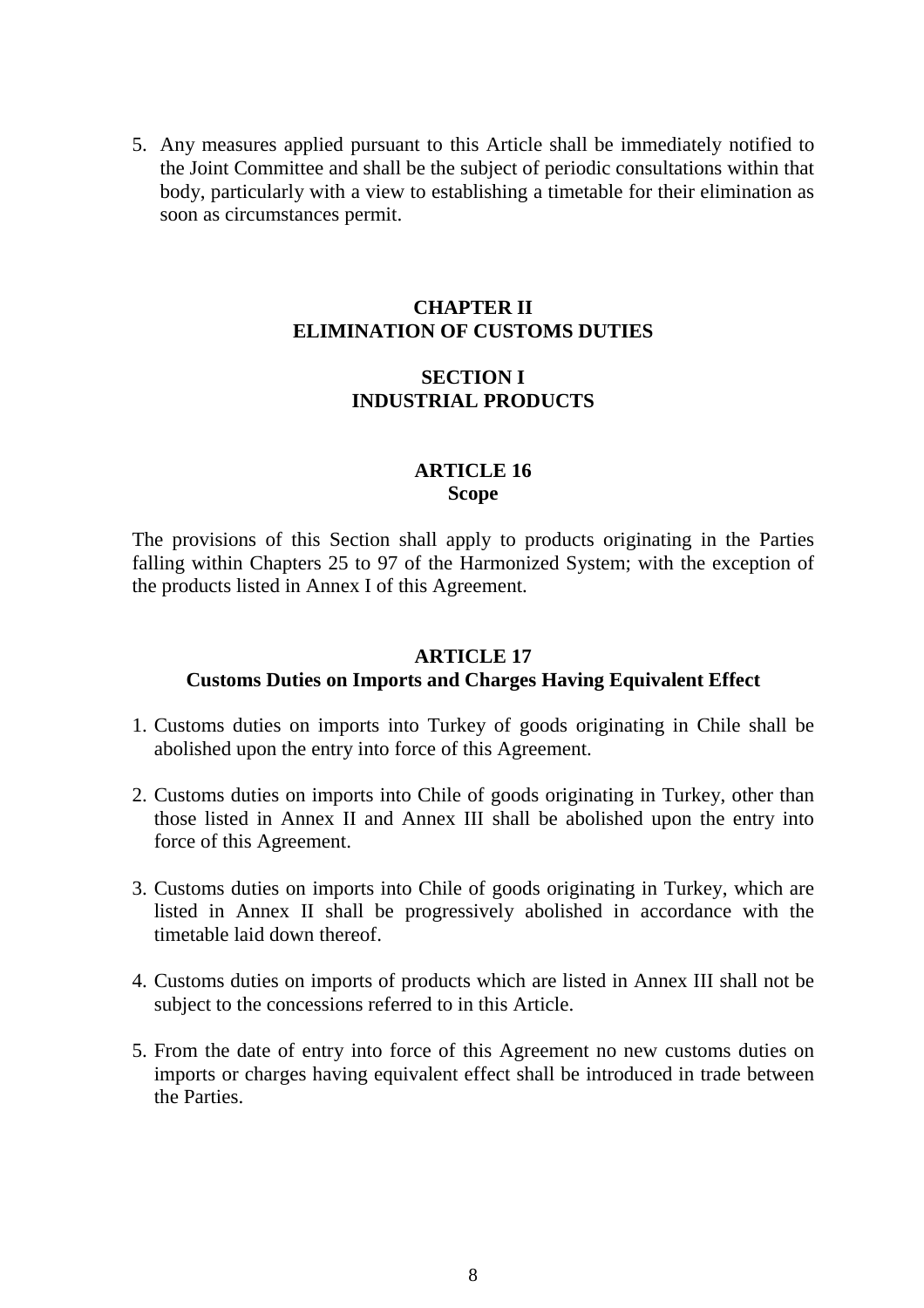5. Any measures applied pursuant to this Article shall be immediately notified to the Joint Committee and shall be the subject of periodic consultations within that body, particularly with a view to establishing a timetable for their elimination as soon as circumstances permit.

## CHAPTER II
## ELIMINATION OF CUSTOMS DUTIES

### SECTION I
### INDUSTRIAL PRODUCTS

#### ARTICLE 16
#### Scope

The provisions of this Section shall apply to products originating in the Parties falling within Chapters 25 to 97 of the Harmonized System; with the exception of the products listed in Annex I of this Agreement.

#### ARTICLE 17
#### Customs Duties on Imports and Charges Having Equivalent Effect

1. Customs duties on imports into Turkey of goods originating in Chile shall be abolished upon the entry into force of this Agreement.

2. Customs duties on imports into Chile of goods originating in Turkey, other than those listed in Annex II and Annex III shall be abolished upon the entry into force of this Agreement.

3. Customs duties on imports into Chile of goods originating in Turkey, which are listed in Annex II shall be progressively abolished in accordance with the timetable laid down thereof.

4. Customs duties on imports of products which are listed in Annex III shall not be subject to the concessions referred to in this Article.

5. From the date of entry into force of this Agreement no new customs duties on imports or charges having equivalent effect shall be introduced in trade between the Parties.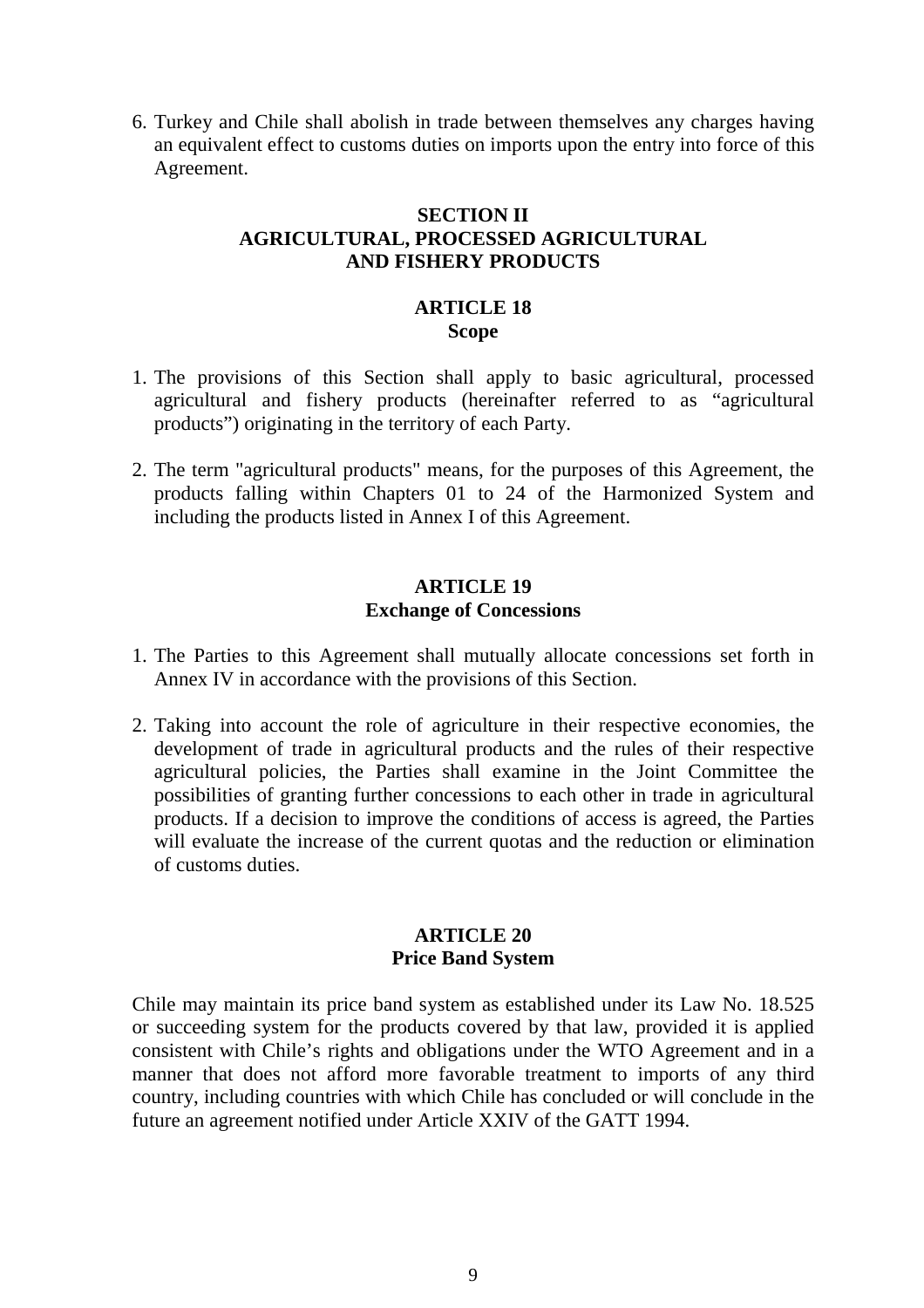6. Turkey and Chile shall abolish in trade between themselves any charges having an equivalent effect to customs duties on imports upon the entry into force of this Agreement.

## SECTION II
## AGRICULTURAL, PROCESSED AGRICULTURAL AND FISHERY PRODUCTS

### ARTICLE 18
### Scope

1. The provisions of this Section shall apply to basic agricultural, processed agricultural and fishery products (hereinafter referred to as "agricultural products") originating in the territory of each Party.

2. The term "agricultural products" means, for the purposes of this Agreement, the products falling within Chapters 01 to 24 of the Harmonized System and including the products listed in Annex I of this Agreement.

### ARTICLE 19
### Exchange of Concessions

1. The Parties to this Agreement shall mutually allocate concessions set forth in Annex IV in accordance with the provisions of this Section.

2. Taking into account the role of agriculture in their respective economies, the development of trade in agricultural products and the rules of their respective agricultural policies, the Parties shall examine in the Joint Committee the possibilities of granting further concessions to each other in trade in agricultural products. If a decision to improve the conditions of access is agreed, the Parties will evaluate the increase of the current quotas and the reduction or elimination of customs duties.

### ARTICLE 20
### Price Band System

Chile may maintain its price band system as established under its Law No. 18.525 or succeeding system for the products covered by that law, provided it is applied consistent with Chile's rights and obligations under the WTO Agreement and in a manner that does not afford more favorable treatment to imports of any third country, including countries with which Chile has concluded or will conclude in the future an agreement notified under Article XXIV of the GATT 1994.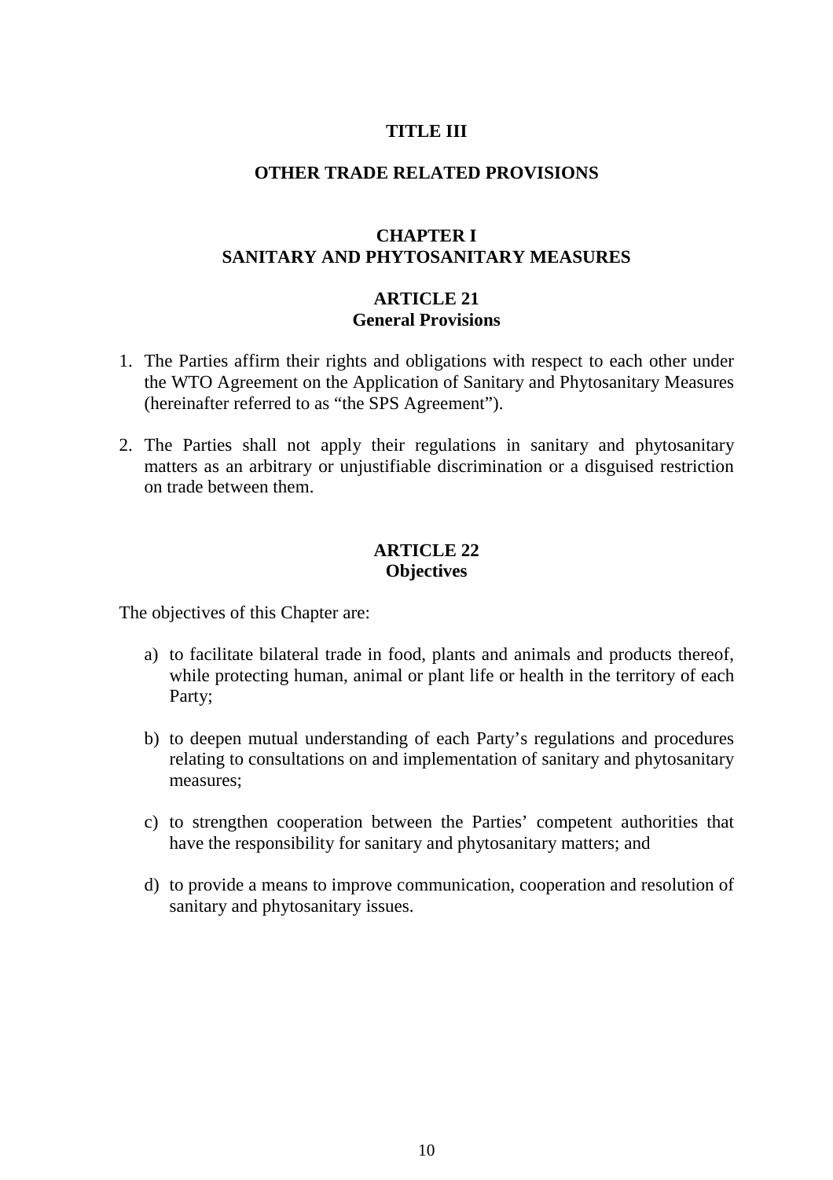# TITLE III

# OTHER TRADE RELATED PROVISIONS

## CHAPTER I
## SANITARY AND PHYTOSANITARY MEASURES

### ARTICLE 21
### General Provisions

1. The Parties affirm their rights and obligations with respect to each other under the WTO Agreement on the Application of Sanitary and Phytosanitary Measures (hereinafter referred to as "the SPS Agreement").

2. The Parties shall not apply their regulations in sanitary and phytosanitary matters as an arbitrary or unjustifiable discrimination or a disguised restriction on trade between them.

### ARTICLE 22
### Objectives

The objectives of this Chapter are:

a) to facilitate bilateral trade in food, plants and animals and products thereof, while protecting human, animal or plant life or health in the territory of each Party;

b) to deepen mutual understanding of each Party's regulations and procedures relating to consultations on and implementation of sanitary and phytosanitary measures;

c) to strengthen cooperation between the Parties' competent authorities that have the responsibility for sanitary and phytosanitary matters; and

d) to provide a means to improve communication, cooperation and resolution of sanitary and phytosanitary issues.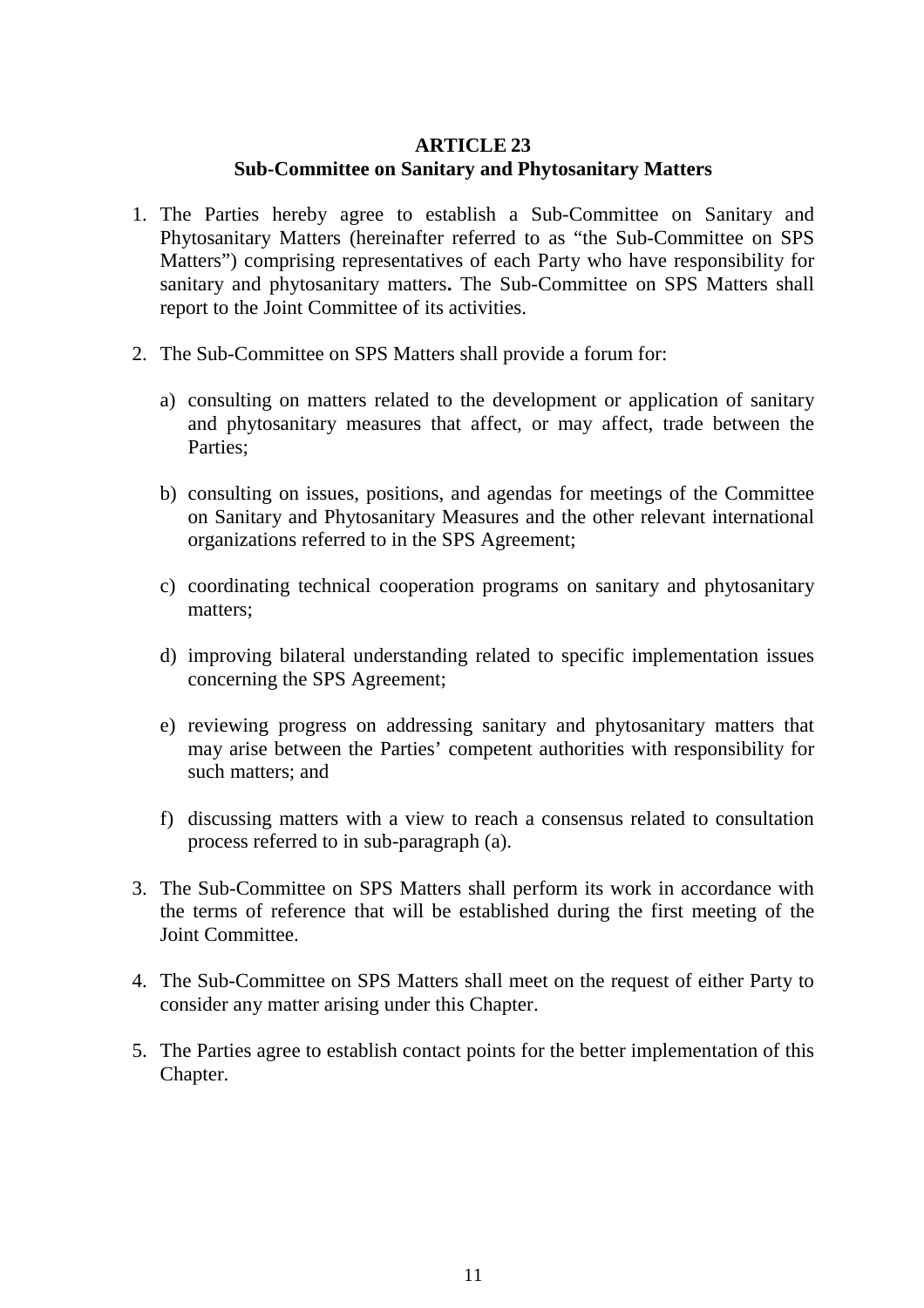**ARTICLE 23**
**Sub-Committee on Sanitary and Phytosanitary Matters**

1. The Parties hereby agree to establish a Sub-Committee on Sanitary and Phytosanitary Matters (hereinafter referred to as "the Sub-Committee on SPS Matters") comprising representatives of each Party who have responsibility for sanitary and phytosanitary matters**.** The Sub-Committee on SPS Matters shall report to the Joint Committee of its activities.

2. The Sub-Committee on SPS Matters shall provide a forum for:

   a) consulting on matters related to the development or application of sanitary and phytosanitary measures that affect, or may affect, trade between the Parties;

   b) consulting on issues, positions, and agendas for meetings of the Committee on Sanitary and Phytosanitary Measures and the other relevant international organizations referred to in the SPS Agreement;

   c) coordinating technical cooperation programs on sanitary and phytosanitary matters;

   d) improving bilateral understanding related to specific implementation issues concerning the SPS Agreement;

   e) reviewing progress on addressing sanitary and phytosanitary matters that may arise between the Parties' competent authorities with responsibility for such matters; and

   f) discussing matters with a view to reach a consensus related to consultation process referred to in sub-paragraph (a).

3. The Sub-Committee on SPS Matters shall perform its work in accordance with the terms of reference that will be established during the first meeting of the Joint Committee.

4. The Sub-Committee on SPS Matters shall meet on the request of either Party to consider any matter arising under this Chapter.

5. The Parties agree to establish contact points for the better implementation of this Chapter.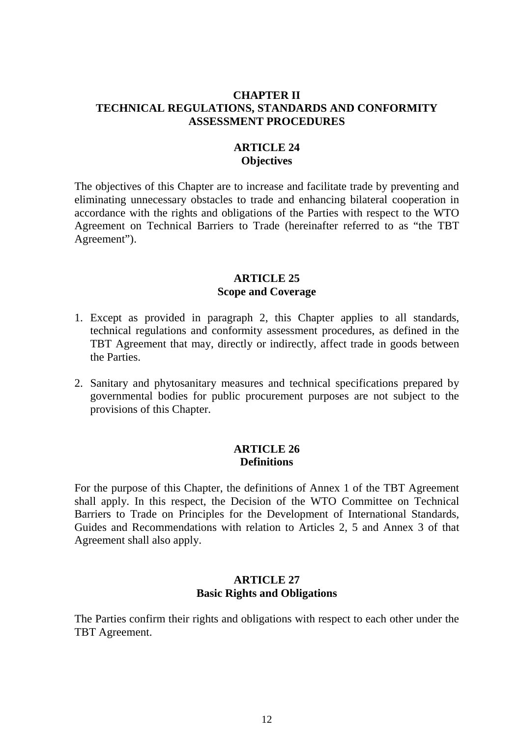## CHAPTER II
## TECHNICAL REGULATIONS, STANDARDS AND CONFORMITY ASSESSMENT PROCEDURES

### ARTICLE 24
### Objectives

The objectives of this Chapter are to increase and facilitate trade by preventing and eliminating unnecessary obstacles to trade and enhancing bilateral cooperation in accordance with the rights and obligations of the Parties with respect to the WTO Agreement on Technical Barriers to Trade (hereinafter referred to as "the TBT Agreement").

### ARTICLE 25
### Scope and Coverage

1. Except as provided in paragraph 2, this Chapter applies to all standards, technical regulations and conformity assessment procedures, as defined in the TBT Agreement that may, directly or indirectly, affect trade in goods between the Parties.

2. Sanitary and phytosanitary measures and technical specifications prepared by governmental bodies for public procurement purposes are not subject to the provisions of this Chapter.

### ARTICLE 26
### Definitions

For the purpose of this Chapter, the definitions of Annex 1 of the TBT Agreement shall apply. In this respect, the Decision of the WTO Committee on Technical Barriers to Trade on Principles for the Development of International Standards, Guides and Recommendations with relation to Articles 2, 5 and Annex 3 of that Agreement shall also apply.

### ARTICLE 27
### Basic Rights and Obligations

The Parties confirm their rights and obligations with respect to each other under the TBT Agreement.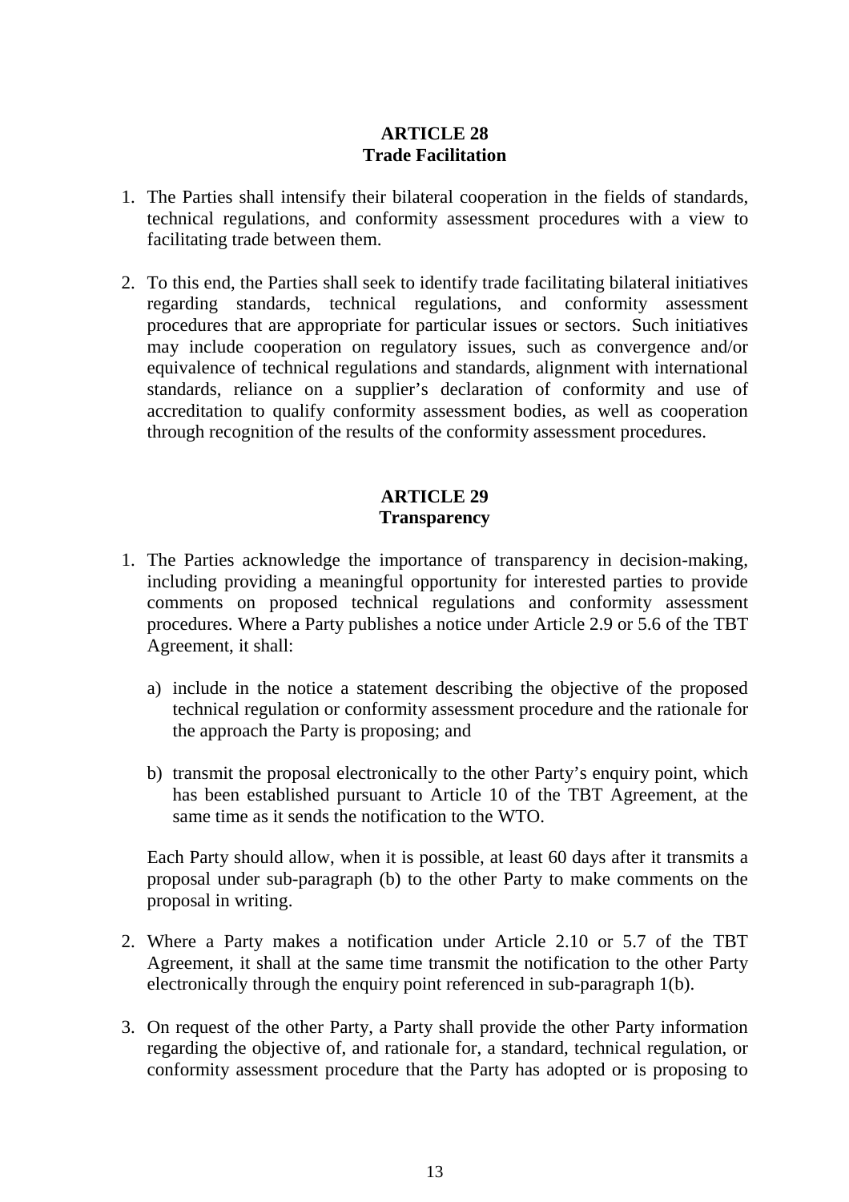## ARTICLE 28
## Trade Facilitation

1. The Parties shall intensify their bilateral cooperation in the fields of standards, technical regulations, and conformity assessment procedures with a view to facilitating trade between them.

2. To this end, the Parties shall seek to identify trade facilitating bilateral initiatives regarding standards, technical regulations, and conformity assessment procedures that are appropriate for particular issues or sectors. Such initiatives may include cooperation on regulatory issues, such as convergence and/or equivalence of technical regulations and standards, alignment with international standards, reliance on a supplier's declaration of conformity and use of accreditation to qualify conformity assessment bodies, as well as cooperation through recognition of the results of the conformity assessment procedures.

## ARTICLE 29
## Transparency

1. The Parties acknowledge the importance of transparency in decision-making, including providing a meaningful opportunity for interested parties to provide comments on proposed technical regulations and conformity assessment procedures. Where a Party publishes a notice under Article 2.9 or 5.6 of the TBT Agreement, it shall:

   a) include in the notice a statement describing the objective of the proposed technical regulation or conformity assessment procedure and the rationale for the approach the Party is proposing; and

   b) transmit the proposal electronically to the other Party's enquiry point, which has been established pursuant to Article 10 of the TBT Agreement, at the same time as it sends the notification to the WTO.

   Each Party should allow, when it is possible, at least 60 days after it transmits a proposal under sub-paragraph (b) to the other Party to make comments on the proposal in writing.

2. Where a Party makes a notification under Article 2.10 or 5.7 of the TBT Agreement, it shall at the same time transmit the notification to the other Party electronically through the enquiry point referenced in sub-paragraph 1(b).

3. On request of the other Party, a Party shall provide the other Party information regarding the objective of, and rationale for, a standard, technical regulation, or conformity assessment procedure that the Party has adopted or is proposing to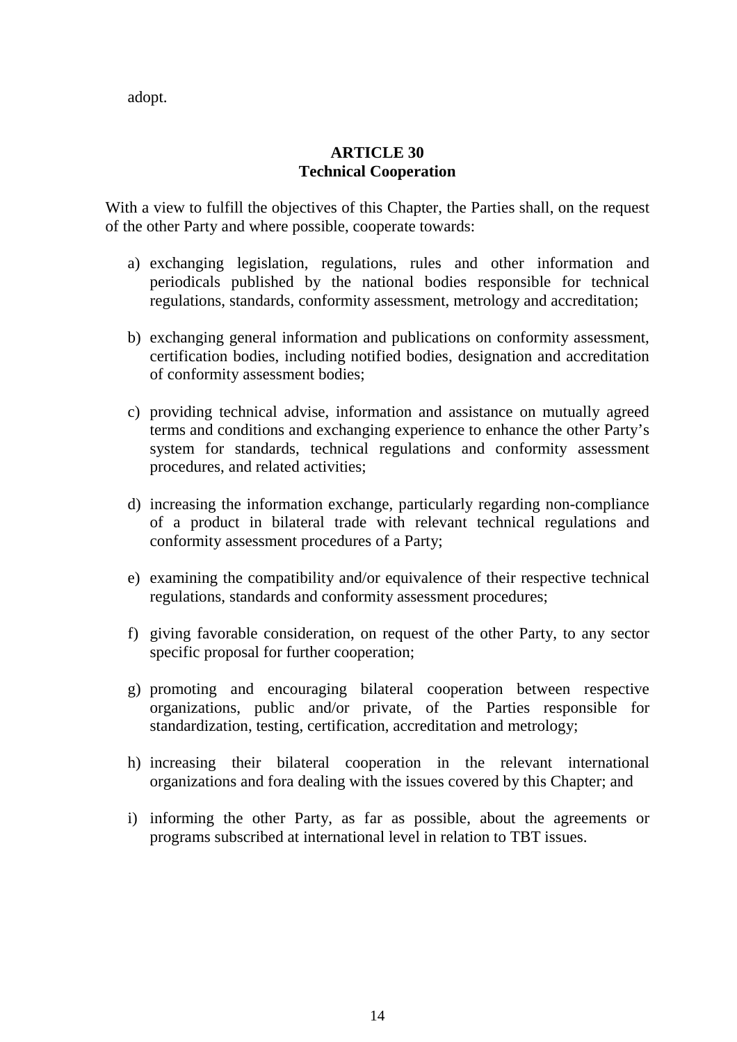adopt.

**ARTICLE 30**
**Technical Cooperation**

With a view to fulfill the objectives of this Chapter, the Parties shall, on the request of the other Party and where possible, cooperate towards:

a) exchanging legislation, regulations, rules and other information and periodicals published by the national bodies responsible for technical regulations, standards, conformity assessment, metrology and accreditation;

b) exchanging general information and publications on conformity assessment, certification bodies, including notified bodies, designation and accreditation of conformity assessment bodies;

c) providing technical advise, information and assistance on mutually agreed terms and conditions and exchanging experience to enhance the other Party's system for standards, technical regulations and conformity assessment procedures, and related activities;

d) increasing the information exchange, particularly regarding non-compliance of a product in bilateral trade with relevant technical regulations and conformity assessment procedures of a Party;

e) examining the compatibility and/or equivalence of their respective technical regulations, standards and conformity assessment procedures;

f) giving favorable consideration, on request of the other Party, to any sector specific proposal for further cooperation;

g) promoting and encouraging bilateral cooperation between respective organizations, public and/or private, of the Parties responsible for standardization, testing, certification, accreditation and metrology;

h) increasing their bilateral cooperation in the relevant international organizations and fora dealing with the issues covered by this Chapter; and

i) informing the other Party, as far as possible, about the agreements or programs subscribed at international level in relation to TBT issues.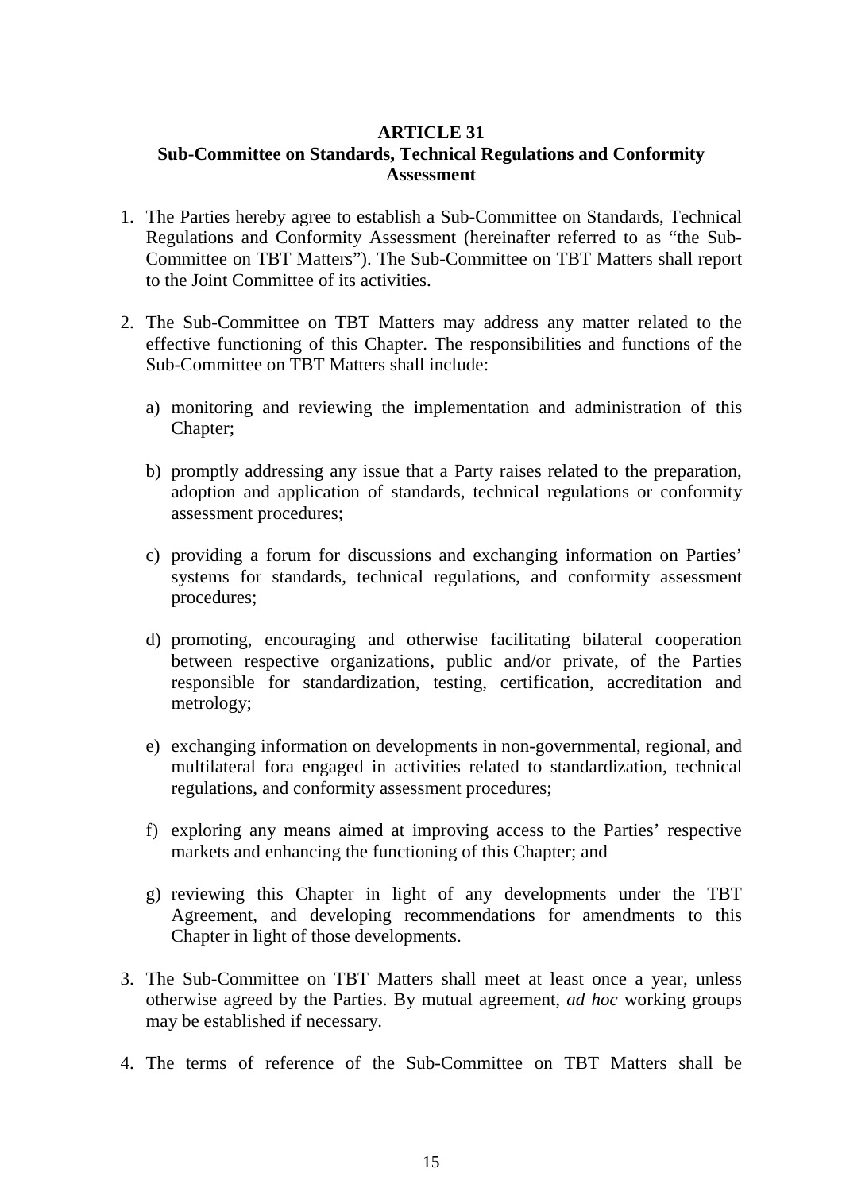## ARTICLE 31
## Sub-Committee on Standards, Technical Regulations and Conformity Assessment

1. The Parties hereby agree to establish a Sub-Committee on Standards, Technical Regulations and Conformity Assessment (hereinafter referred to as "the Sub-Committee on TBT Matters"). The Sub-Committee on TBT Matters shall report to the Joint Committee of its activities.

2. The Sub-Committee on TBT Matters may address any matter related to the effective functioning of this Chapter. The responsibilities and functions of the Sub-Committee on TBT Matters shall include:

   a) monitoring and reviewing the implementation and administration of this Chapter;

   b) promptly addressing any issue that a Party raises related to the preparation, adoption and application of standards, technical regulations or conformity assessment procedures;

   c) providing a forum for discussions and exchanging information on Parties' systems for standards, technical regulations, and conformity assessment procedures;

   d) promoting, encouraging and otherwise facilitating bilateral cooperation between respective organizations, public and/or private, of the Parties responsible for standardization, testing, certification, accreditation and metrology;

   e) exchanging information on developments in non-governmental, regional, and multilateral fora engaged in activities related to standardization, technical regulations, and conformity assessment procedures;

   f) exploring any means aimed at improving access to the Parties' respective markets and enhancing the functioning of this Chapter; and

   g) reviewing this Chapter in light of any developments under the TBT Agreement, and developing recommendations for amendments to this Chapter in light of those developments.

3. The Sub-Committee on TBT Matters shall meet at least once a year, unless otherwise agreed by the Parties. By mutual agreement, *ad hoc* working groups may be established if necessary.

4. The terms of reference of the Sub-Committee on TBT Matters shall be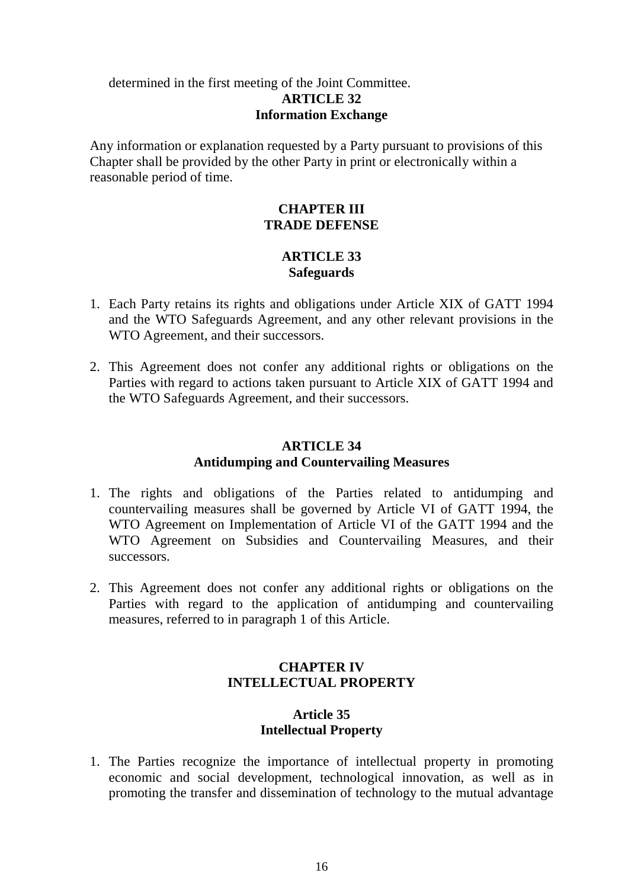determined in the first meeting of the Joint Committee.

### ARTICLE 32
### Information Exchange

Any information or explanation requested by a Party pursuant to provisions of this Chapter shall be provided by the other Party in print or electronically within a reasonable period of time.

## CHAPTER III
## TRADE DEFENSE

### ARTICLE 33
### Safeguards

1. Each Party retains its rights and obligations under Article XIX of GATT 1994 and the WTO Safeguards Agreement, and any other relevant provisions in the WTO Agreement, and their successors.

2. This Agreement does not confer any additional rights or obligations on the Parties with regard to actions taken pursuant to Article XIX of GATT 1994 and the WTO Safeguards Agreement, and their successors.

### ARTICLE 34
### Antidumping and Countervailing Measures

1. The rights and obligations of the Parties related to antidumping and countervailing measures shall be governed by Article VI of GATT 1994, the WTO Agreement on Implementation of Article VI of the GATT 1994 and the WTO Agreement on Subsidies and Countervailing Measures, and their successors.

2. This Agreement does not confer any additional rights or obligations on the Parties with regard to the application of antidumping and countervailing measures, referred to in paragraph 1 of this Article.

## CHAPTER IV
## INTELLECTUAL PROPERTY

### Article 35
### Intellectual Property

1. The Parties recognize the importance of intellectual property in promoting economic and social development, technological innovation, as well as in promoting the transfer and dissemination of technology to the mutual advantage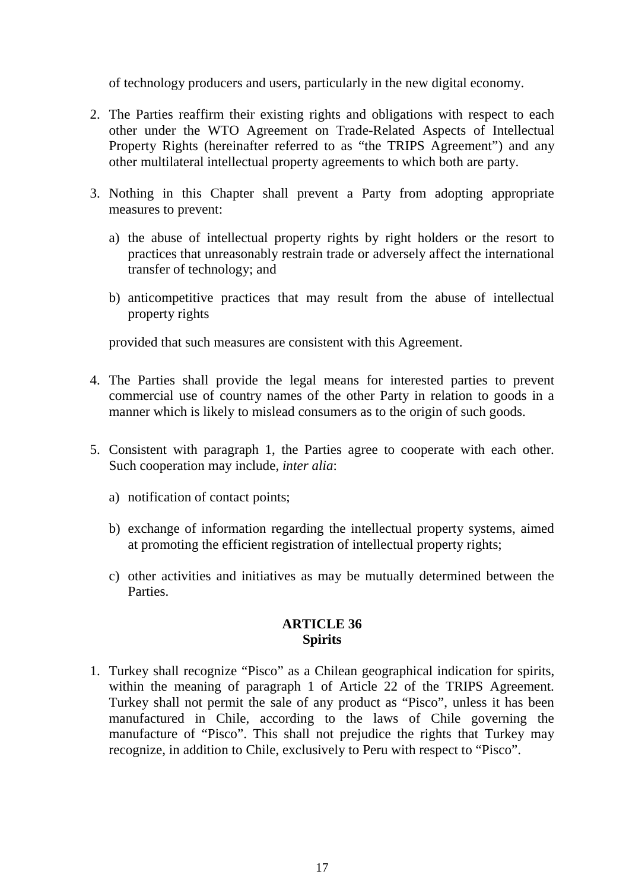of technology producers and users, particularly in the new digital economy.

2. The Parties reaffirm their existing rights and obligations with respect to each other under the WTO Agreement on Trade-Related Aspects of Intellectual Property Rights (hereinafter referred to as "the TRIPS Agreement") and any other multilateral intellectual property agreements to which both are party.

3. Nothing in this Chapter shall prevent a Party from adopting appropriate measures to prevent:

   a) the abuse of intellectual property rights by right holders or the resort to practices that unreasonably restrain trade or adversely affect the international transfer of technology; and

   b) anticompetitive practices that may result from the abuse of intellectual property rights

   provided that such measures are consistent with this Agreement.

4. The Parties shall provide the legal means for interested parties to prevent commercial use of country names of the other Party in relation to goods in a manner which is likely to mislead consumers as to the origin of such goods.

5. Consistent with paragraph 1, the Parties agree to cooperate with each other. Such cooperation may include, *inter alia*:

   a) notification of contact points;

   b) exchange of information regarding the intellectual property systems, aimed at promoting the efficient registration of intellectual property rights;

   c) other activities and initiatives as may be mutually determined between the Parties.

**ARTICLE 36**
**Spirits**

1. Turkey shall recognize "Pisco" as a Chilean geographical indication for spirits, within the meaning of paragraph 1 of Article 22 of the TRIPS Agreement. Turkey shall not permit the sale of any product as "Pisco", unless it has been manufactured in Chile, according to the laws of Chile governing the manufacture of "Pisco". This shall not prejudice the rights that Turkey may recognize, in addition to Chile, exclusively to Peru with respect to "Pisco".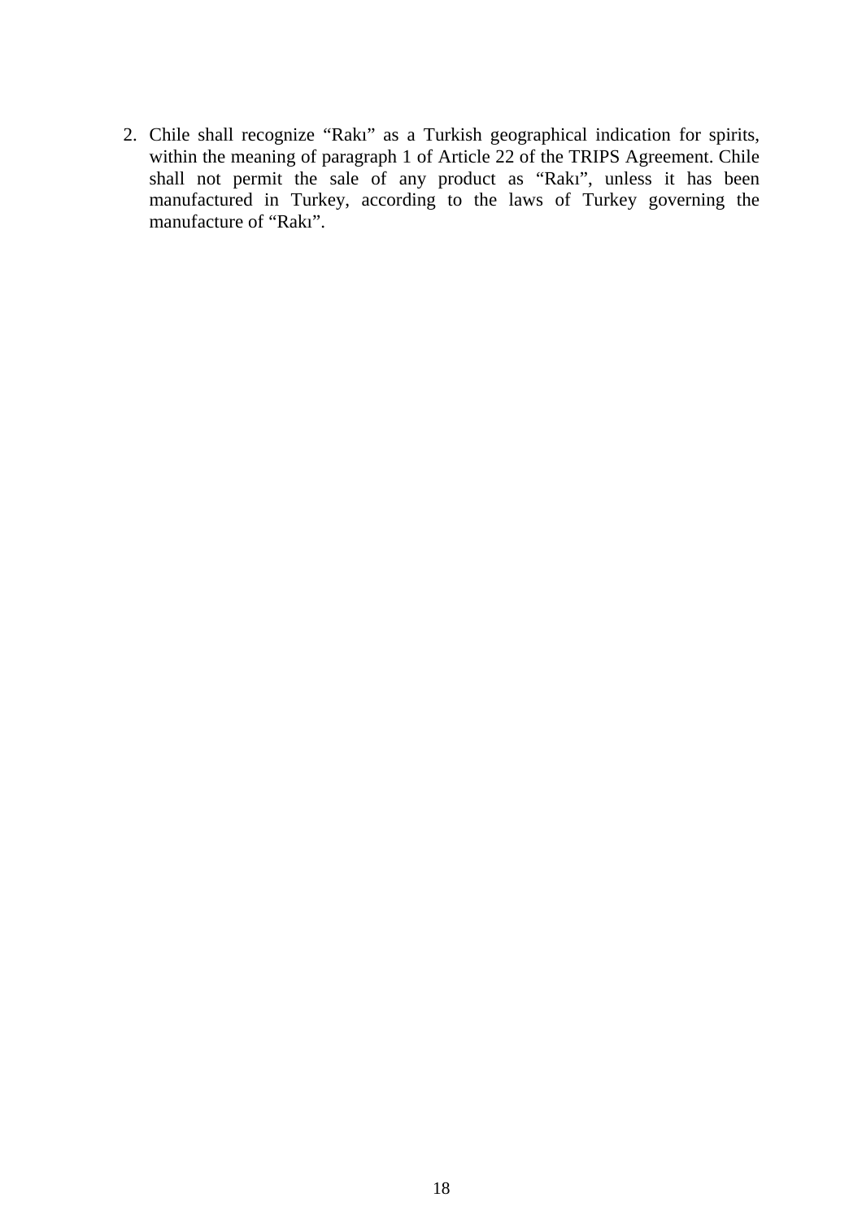2. Chile shall recognize “Rakı” as a Turkish geographical indication for spirits, within the meaning of paragraph 1 of Article 22 of the TRIPS Agreement. Chile shall not permit the sale of any product as “Rakı”, unless it has been manufactured in Turkey, according to the laws of Turkey governing the manufacture of “Rakı”.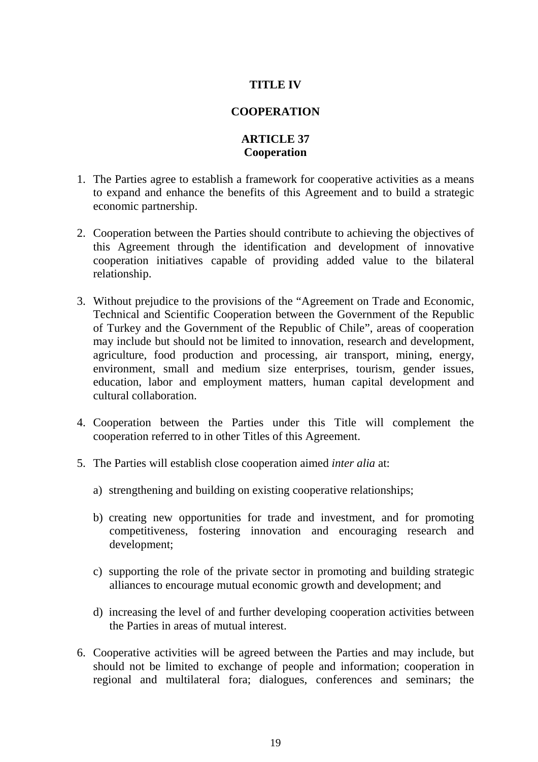# TITLE IV

# COOPERATION

## ARTICLE 37
## Cooperation

1. The Parties agree to establish a framework for cooperative activities as a means to expand and enhance the benefits of this Agreement and to build a strategic economic partnership.

2. Cooperation between the Parties should contribute to achieving the objectives of this Agreement through the identification and development of innovative cooperation initiatives capable of providing added value to the bilateral relationship.

3. Without prejudice to the provisions of the "Agreement on Trade and Economic, Technical and Scientific Cooperation between the Government of the Republic of Turkey and the Government of the Republic of Chile", areas of cooperation may include but should not be limited to innovation, research and development, agriculture, food production and processing, air transport, mining, energy, environment, small and medium size enterprises, tourism, gender issues, education, labor and employment matters, human capital development and cultural collaboration.

4. Cooperation between the Parties under this Title will complement the cooperation referred to in other Titles of this Agreement.

5. The Parties will establish close cooperation aimed *inter alia* at:

   a) strengthening and building on existing cooperative relationships;

   b) creating new opportunities for trade and investment, and for promoting competitiveness, fostering innovation and encouraging research and development;

   c) supporting the role of the private sector in promoting and building strategic alliances to encourage mutual economic growth and development; and

   d) increasing the level of and further developing cooperation activities between the Parties in areas of mutual interest.

6. Cooperative activities will be agreed between the Parties and may include, but should not be limited to exchange of people and information; cooperation in regional and multilateral fora; dialogues, conferences and seminars; the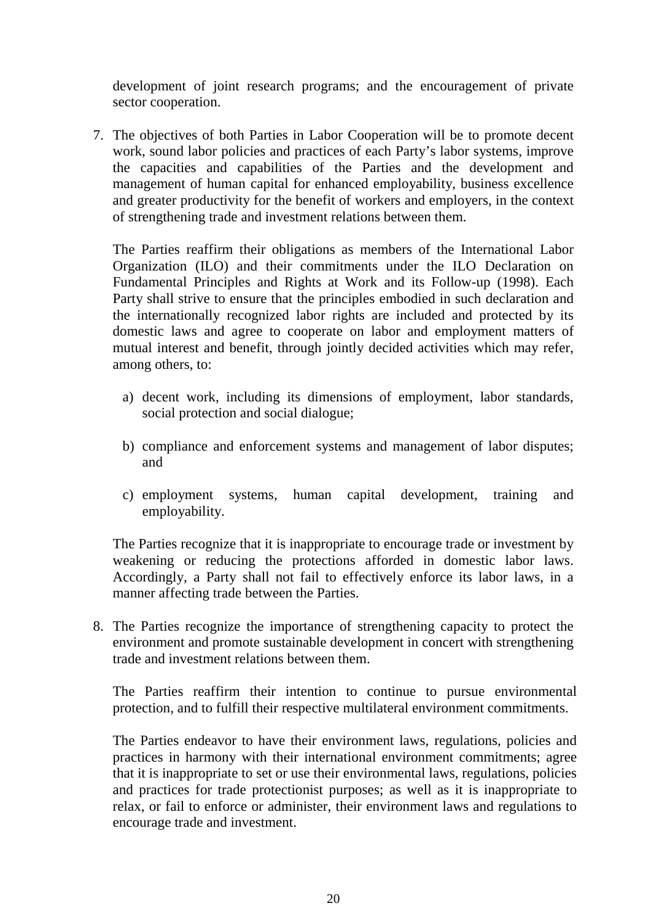development of joint research programs; and the encouragement of private sector cooperation.

7. The objectives of both Parties in Labor Cooperation will be to promote decent work, sound labor policies and practices of each Party's labor systems, improve the capacities and capabilities of the Parties and the development and management of human capital for enhanced employability, business excellence and greater productivity for the benefit of workers and employers, in the context of strengthening trade and investment relations between them.

   The Parties reaffirm their obligations as members of the International Labor Organization (ILO) and their commitments under the ILO Declaration on Fundamental Principles and Rights at Work and its Follow-up (1998). Each Party shall strive to ensure that the principles embodied in such declaration and the internationally recognized labor rights are included and protected by its domestic laws and agree to cooperate on labor and employment matters of mutual interest and benefit, through jointly decided activities which may refer, among others, to:

   a) decent work, including its dimensions of employment, labor standards, social protection and social dialogue;

   b) compliance and enforcement systems and management of labor disputes; and

   c) employment systems, human capital development, training and employability.

   The Parties recognize that it is inappropriate to encourage trade or investment by weakening or reducing the protections afforded in domestic labor laws. Accordingly, a Party shall not fail to effectively enforce its labor laws, in a manner affecting trade between the Parties.

8. The Parties recognize the importance of strengthening capacity to protect the environment and promote sustainable development in concert with strengthening trade and investment relations between them.

   The Parties reaffirm their intention to continue to pursue environmental protection, and to fulfill their respective multilateral environment commitments.

   The Parties endeavor to have their environment laws, regulations, policies and practices in harmony with their international environment commitments; agree that it is inappropriate to set or use their environmental laws, regulations, policies and practices for trade protectionist purposes; as well as it is inappropriate to relax, or fail to enforce or administer, their environment laws and regulations to encourage trade and investment.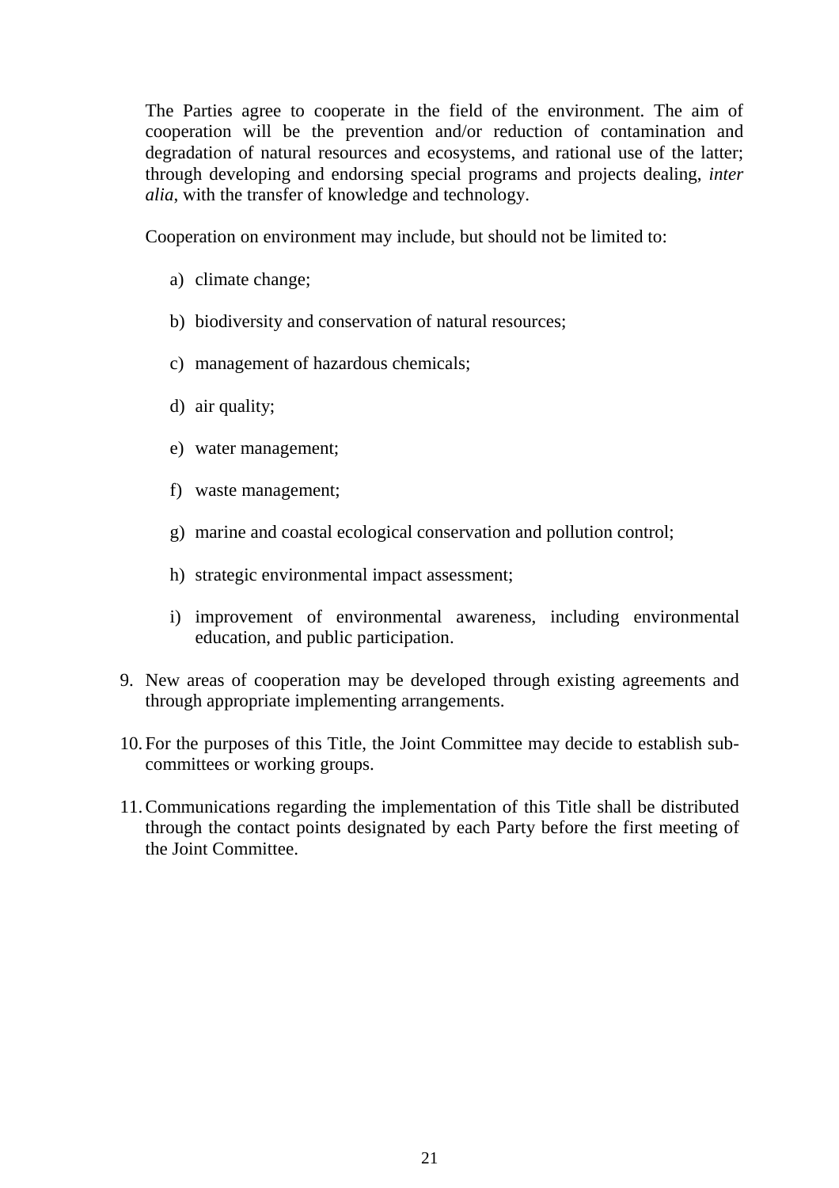The Parties agree to cooperate in the field of the environment. The aim of cooperation will be the prevention and/or reduction of contamination and degradation of natural resources and ecosystems, and rational use of the latter; through developing and endorsing special programs and projects dealing, *inter alia*, with the transfer of knowledge and technology.

Cooperation on environment may include, but should not be limited to:

a) climate change;

b) biodiversity and conservation of natural resources;

c) management of hazardous chemicals;

d) air quality;

e) water management;

f) waste management;

g) marine and coastal ecological conservation and pollution control;

h) strategic environmental impact assessment;

i) improvement of environmental awareness, including environmental education, and public participation.

9. New areas of cooperation may be developed through existing agreements and through appropriate implementing arrangements.

10. For the purposes of this Title, the Joint Committee may decide to establish sub-committees or working groups.

11. Communications regarding the implementation of this Title shall be distributed through the contact points designated by each Party before the first meeting of the Joint Committee.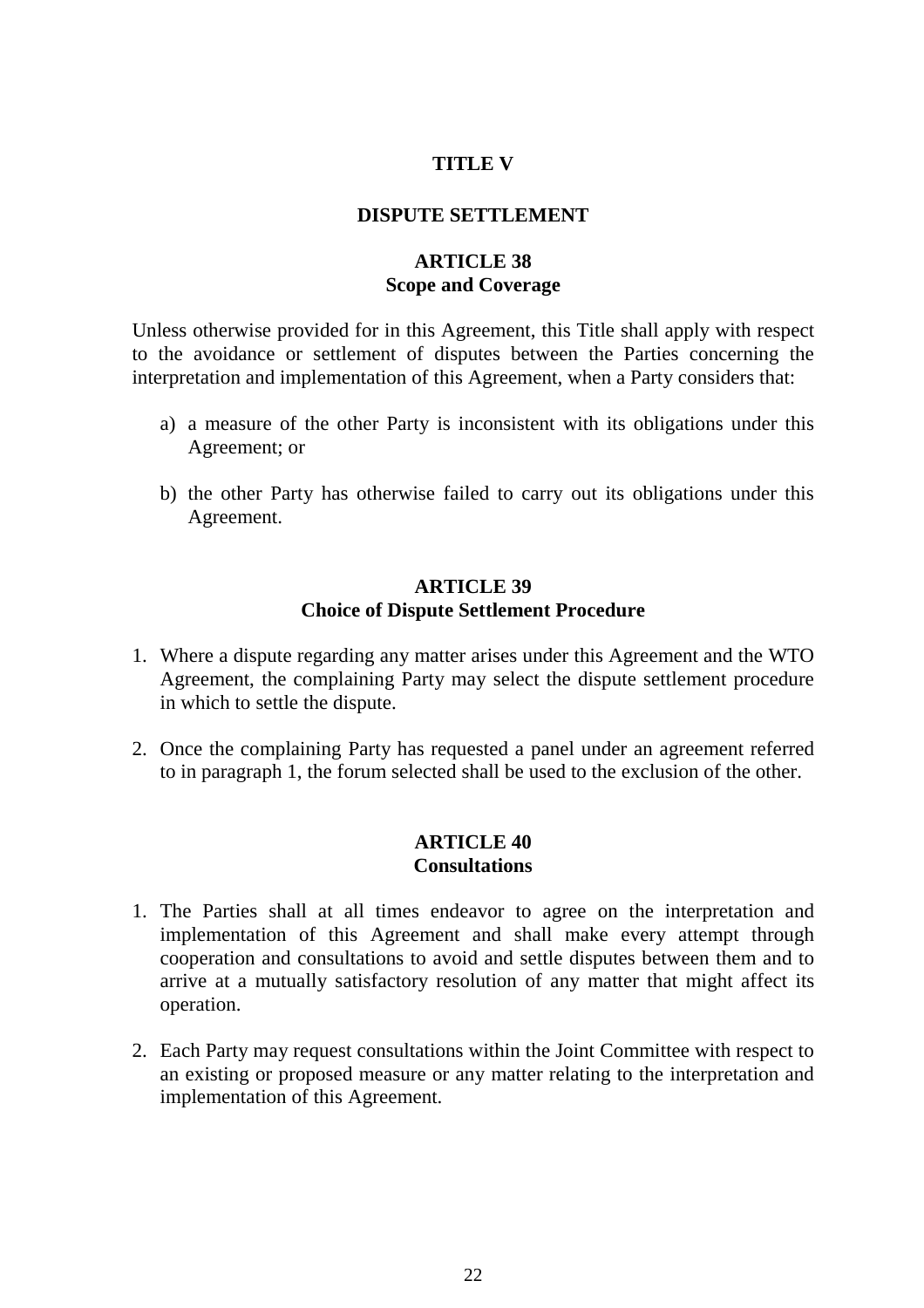# TITLE V

## DISPUTE SETTLEMENT

### ARTICLE 38
### Scope and Coverage

Unless otherwise provided for in this Agreement, this Title shall apply with respect to the avoidance or settlement of disputes between the Parties concerning the interpretation and implementation of this Agreement, when a Party considers that:

a) a measure of the other Party is inconsistent with its obligations under this Agreement; or

b) the other Party has otherwise failed to carry out its obligations under this Agreement.

### ARTICLE 39
### Choice of Dispute Settlement Procedure

1. Where a dispute regarding any matter arises under this Agreement and the WTO Agreement, the complaining Party may select the dispute settlement procedure in which to settle the dispute.

2. Once the complaining Party has requested a panel under an agreement referred to in paragraph 1, the forum selected shall be used to the exclusion of the other.

### ARTICLE 40
### Consultations

1. The Parties shall at all times endeavor to agree on the interpretation and implementation of this Agreement and shall make every attempt through cooperation and consultations to avoid and settle disputes between them and to arrive at a mutually satisfactory resolution of any matter that might affect its operation.

2. Each Party may request consultations within the Joint Committee with respect to an existing or proposed measure or any matter relating to the interpretation and implementation of this Agreement.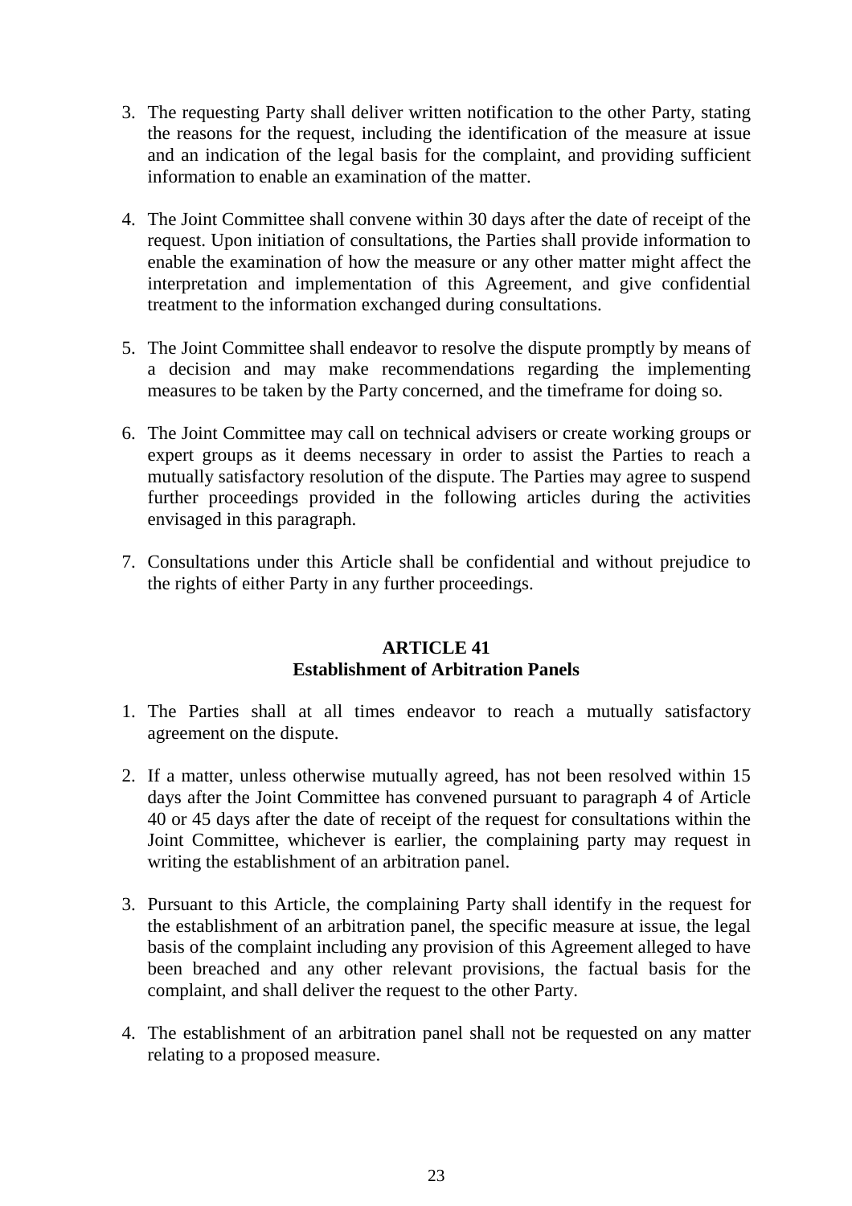3. The requesting Party shall deliver written notification to the other Party, stating the reasons for the request, including the identification of the measure at issue and an indication of the legal basis for the complaint, and providing sufficient information to enable an examination of the matter.

4. The Joint Committee shall convene within 30 days after the date of receipt of the request. Upon initiation of consultations, the Parties shall provide information to enable the examination of how the measure or any other matter might affect the interpretation and implementation of this Agreement, and give confidential treatment to the information exchanged during consultations.

5. The Joint Committee shall endeavor to resolve the dispute promptly by means of a decision and may make recommendations regarding the implementing measures to be taken by the Party concerned, and the timeframe for doing so.

6. The Joint Committee may call on technical advisers or create working groups or expert groups as it deems necessary in order to assist the Parties to reach a mutually satisfactory resolution of the dispute. The Parties may agree to suspend further proceedings provided in the following articles during the activities envisaged in this paragraph.

7. Consultations under this Article shall be confidential and without prejudice to the rights of either Party in any further proceedings.

## ARTICLE 41
## Establishment of Arbitration Panels

1. The Parties shall at all times endeavor to reach a mutually satisfactory agreement on the dispute.

2. If a matter, unless otherwise mutually agreed, has not been resolved within 15 days after the Joint Committee has convened pursuant to paragraph 4 of Article 40 or 45 days after the date of receipt of the request for consultations within the Joint Committee, whichever is earlier, the complaining party may request in writing the establishment of an arbitration panel.

3. Pursuant to this Article, the complaining Party shall identify in the request for the establishment of an arbitration panel, the specific measure at issue, the legal basis of the complaint including any provision of this Agreement alleged to have been breached and any other relevant provisions, the factual basis for the complaint, and shall deliver the request to the other Party.

4. The establishment of an arbitration panel shall not be requested on any matter relating to a proposed measure.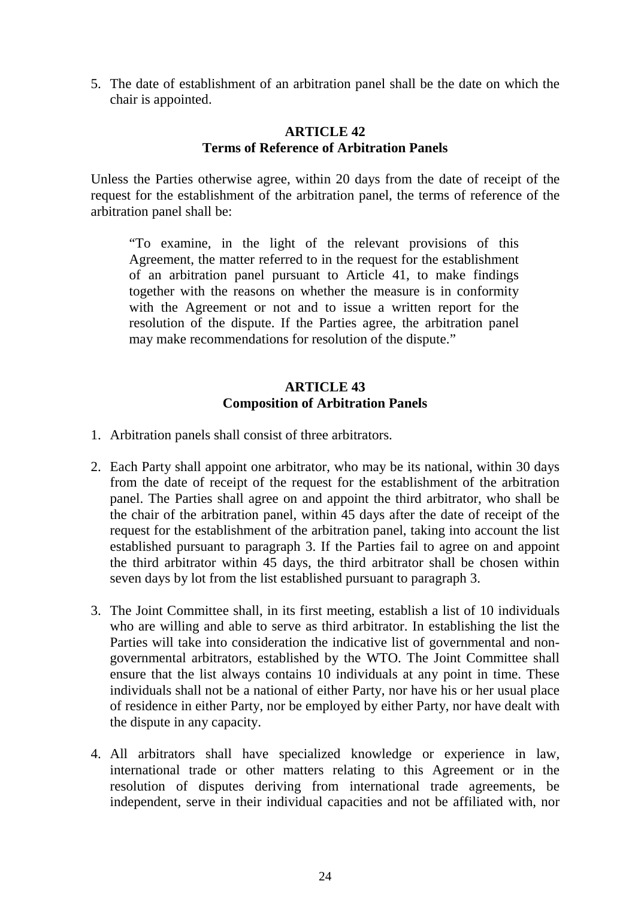5. The date of establishment of an arbitration panel shall be the date on which the chair is appointed.

## ARTICLE 42
## Terms of Reference of Arbitration Panels

Unless the Parties otherwise agree, within 20 days from the date of receipt of the request for the establishment of the arbitration panel, the terms of reference of the arbitration panel shall be:

> "To examine, in the light of the relevant provisions of this Agreement, the matter referred to in the request for the establishment of an arbitration panel pursuant to Article 41, to make findings together with the reasons on whether the measure is in conformity with the Agreement or not and to issue a written report for the resolution of the dispute. If the Parties agree, the arbitration panel may make recommendations for resolution of the dispute."

## ARTICLE 43
## Composition of Arbitration Panels

1. Arbitration panels shall consist of three arbitrators.

2. Each Party shall appoint one arbitrator, who may be its national, within 30 days from the date of receipt of the request for the establishment of the arbitration panel. The Parties shall agree on and appoint the third arbitrator, who shall be the chair of the arbitration panel, within 45 days after the date of receipt of the request for the establishment of the arbitration panel, taking into account the list established pursuant to paragraph 3. If the Parties fail to agree on and appoint the third arbitrator within 45 days, the third arbitrator shall be chosen within seven days by lot from the list established pursuant to paragraph 3.

3. The Joint Committee shall, in its first meeting, establish a list of 10 individuals who are willing and able to serve as third arbitrator. In establishing the list the Parties will take into consideration the indicative list of governmental and non-governmental arbitrators, established by the WTO. The Joint Committee shall ensure that the list always contains 10 individuals at any point in time. These individuals shall not be a national of either Party, nor have his or her usual place of residence in either Party, nor be employed by either Party, nor have dealt with the dispute in any capacity.

4. All arbitrators shall have specialized knowledge or experience in law, international trade or other matters relating to this Agreement or in the resolution of disputes deriving from international trade agreements, be independent, serve in their individual capacities and not be affiliated with, nor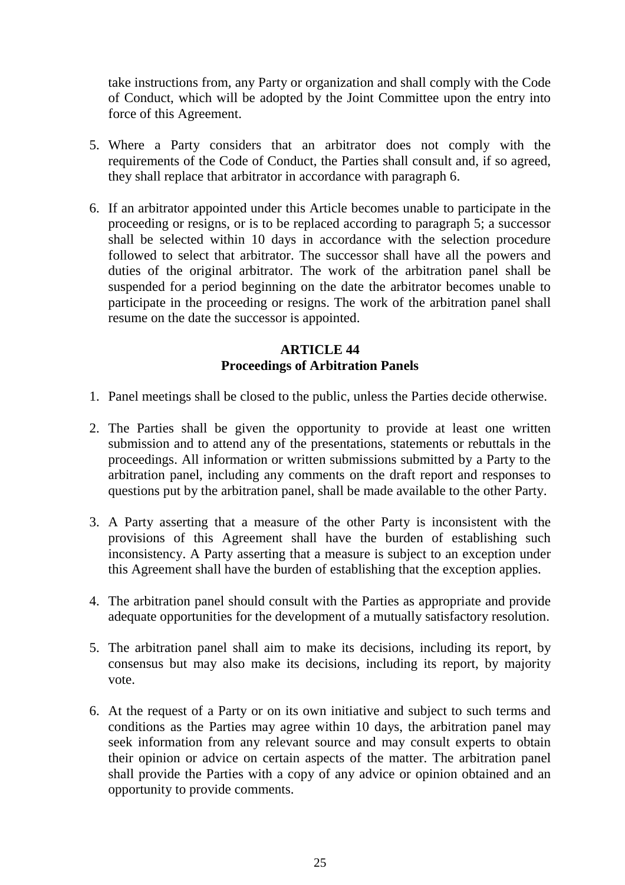take instructions from, any Party or organization and shall comply with the Code of Conduct, which will be adopted by the Joint Committee upon the entry into force of this Agreement.

5. Where a Party considers that an arbitrator does not comply with the requirements of the Code of Conduct, the Parties shall consult and, if so agreed, they shall replace that arbitrator in accordance with paragraph 6.

6. If an arbitrator appointed under this Article becomes unable to participate in the proceeding or resigns, or is to be replaced according to paragraph 5; a successor shall be selected within 10 days in accordance with the selection procedure followed to select that arbitrator. The successor shall have all the powers and duties of the original arbitrator. The work of the arbitration panel shall be suspended for a period beginning on the date the arbitrator becomes unable to participate in the proceeding or resigns. The work of the arbitration panel shall resume on the date the successor is appointed.

## ARTICLE 44
## Proceedings of Arbitration Panels

1. Panel meetings shall be closed to the public, unless the Parties decide otherwise.

2. The Parties shall be given the opportunity to provide at least one written submission and to attend any of the presentations, statements or rebuttals in the proceedings. All information or written submissions submitted by a Party to the arbitration panel, including any comments on the draft report and responses to questions put by the arbitration panel, shall be made available to the other Party.

3. A Party asserting that a measure of the other Party is inconsistent with the provisions of this Agreement shall have the burden of establishing such inconsistency. A Party asserting that a measure is subject to an exception under this Agreement shall have the burden of establishing that the exception applies.

4. The arbitration panel should consult with the Parties as appropriate and provide adequate opportunities for the development of a mutually satisfactory resolution.

5. The arbitration panel shall aim to make its decisions, including its report, by consensus but may also make its decisions, including its report, by majority vote.

6. At the request of a Party or on its own initiative and subject to such terms and conditions as the Parties may agree within 10 days, the arbitration panel may seek information from any relevant source and may consult experts to obtain their opinion or advice on certain aspects of the matter. The arbitration panel shall provide the Parties with a copy of any advice or opinion obtained and an opportunity to provide comments.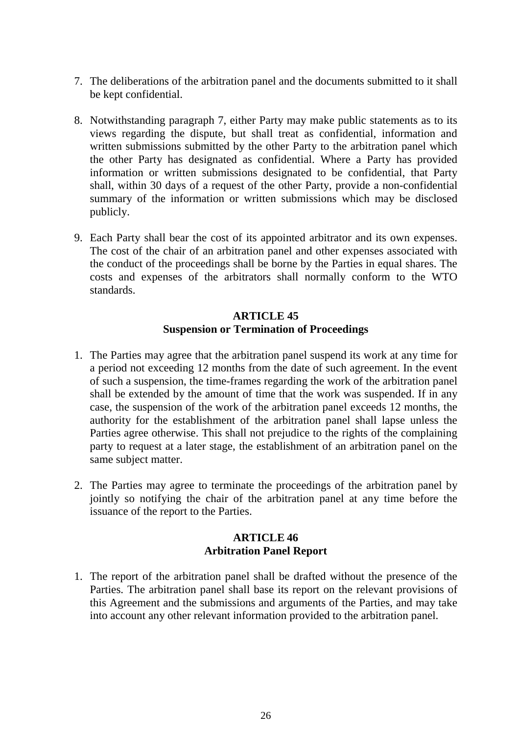7. The deliberations of the arbitration panel and the documents submitted to it shall be kept confidential.

8. Notwithstanding paragraph 7, either Party may make public statements as to its views regarding the dispute, but shall treat as confidential, information and written submissions submitted by the other Party to the arbitration panel which the other Party has designated as confidential. Where a Party has provided information or written submissions designated to be confidential, that Party shall, within 30 days of a request of the other Party, provide a non-confidential summary of the information or written submissions which may be disclosed publicly.

9. Each Party shall bear the cost of its appointed arbitrator and its own expenses. The cost of the chair of an arbitration panel and other expenses associated with the conduct of the proceedings shall be borne by the Parties in equal shares. The costs and expenses of the arbitrators shall normally conform to the WTO standards.

## ARTICLE 45
## Suspension or Termination of Proceedings

1. The Parties may agree that the arbitration panel suspend its work at any time for a period not exceeding 12 months from the date of such agreement. In the event of such a suspension, the time-frames regarding the work of the arbitration panel shall be extended by the amount of time that the work was suspended. If in any case, the suspension of the work of the arbitration panel exceeds 12 months, the authority for the establishment of the arbitration panel shall lapse unless the Parties agree otherwise. This shall not prejudice to the rights of the complaining party to request at a later stage, the establishment of an arbitration panel on the same subject matter.

2. The Parties may agree to terminate the proceedings of the arbitration panel by jointly so notifying the chair of the arbitration panel at any time before the issuance of the report to the Parties.

## ARTICLE 46
## Arbitration Panel Report

1. The report of the arbitration panel shall be drafted without the presence of the Parties. The arbitration panel shall base its report on the relevant provisions of this Agreement and the submissions and arguments of the Parties, and may take into account any other relevant information provided to the arbitration panel.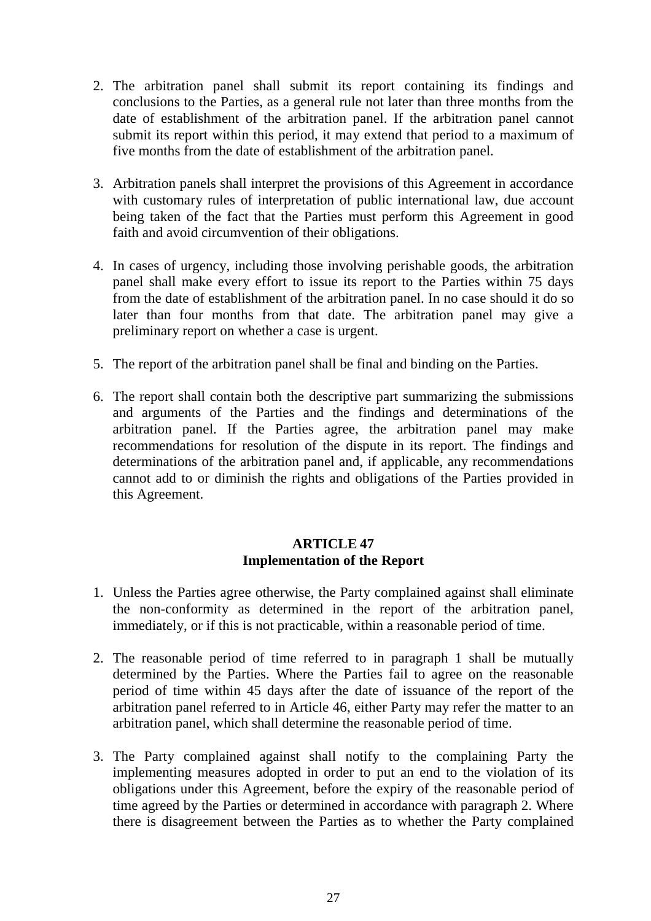2. The arbitration panel shall submit its report containing its findings and conclusions to the Parties, as a general rule not later than three months from the date of establishment of the arbitration panel. If the arbitration panel cannot submit its report within this period, it may extend that period to a maximum of five months from the date of establishment of the arbitration panel.

3. Arbitration panels shall interpret the provisions of this Agreement in accordance with customary rules of interpretation of public international law, due account being taken of the fact that the Parties must perform this Agreement in good faith and avoid circumvention of their obligations.

4. In cases of urgency, including those involving perishable goods, the arbitration panel shall make every effort to issue its report to the Parties within 75 days from the date of establishment of the arbitration panel. In no case should it do so later than four months from that date. The arbitration panel may give a preliminary report on whether a case is urgent.

5. The report of the arbitration panel shall be final and binding on the Parties.

6. The report shall contain both the descriptive part summarizing the submissions and arguments of the Parties and the findings and determinations of the arbitration panel. If the Parties agree, the arbitration panel may make recommendations for resolution of the dispute in its report. The findings and determinations of the arbitration panel and, if applicable, any recommendations cannot add to or diminish the rights and obligations of the Parties provided in this Agreement.

## ARTICLE 47
## Implementation of the Report

1. Unless the Parties agree otherwise, the Party complained against shall eliminate the non-conformity as determined in the report of the arbitration panel, immediately, or if this is not practicable, within a reasonable period of time.

2. The reasonable period of time referred to in paragraph 1 shall be mutually determined by the Parties. Where the Parties fail to agree on the reasonable period of time within 45 days after the date of issuance of the report of the arbitration panel referred to in Article 46, either Party may refer the matter to an arbitration panel, which shall determine the reasonable period of time.

3. The Party complained against shall notify to the complaining Party the implementing measures adopted in order to put an end to the violation of its obligations under this Agreement, before the expiry of the reasonable period of time agreed by the Parties or determined in accordance with paragraph 2. Where there is disagreement between the Parties as to whether the Party complained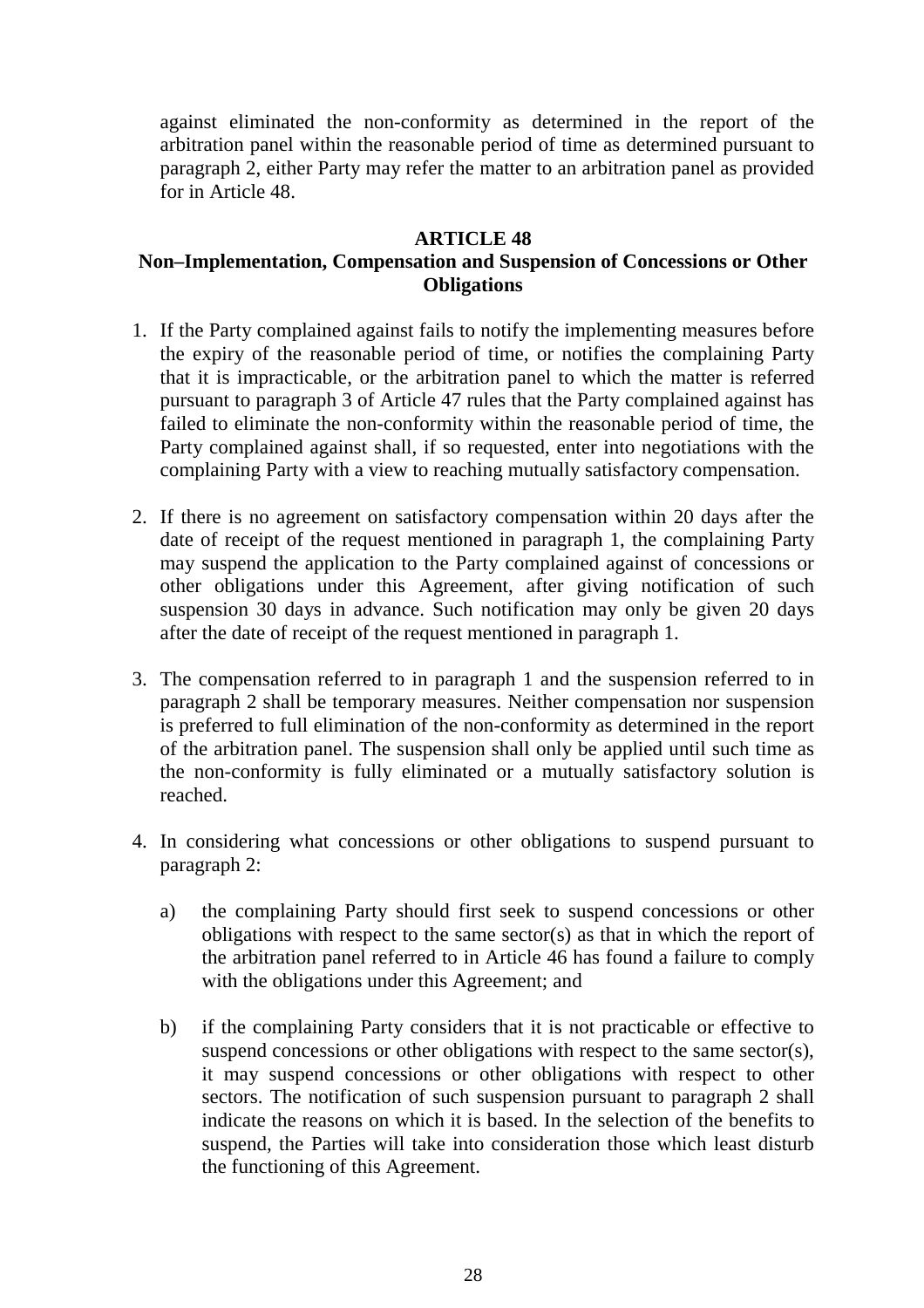against eliminated the non-conformity as determined in the report of the arbitration panel within the reasonable period of time as determined pursuant to paragraph 2, either Party may refer the matter to an arbitration panel as provided for in Article 48.

## ARTICLE 48

## Non–Implementation, Compensation and Suspension of Concessions or Other Obligations

1. If the Party complained against fails to notify the implementing measures before the expiry of the reasonable period of time, or notifies the complaining Party that it is impracticable, or the arbitration panel to which the matter is referred pursuant to paragraph 3 of Article 47 rules that the Party complained against has failed to eliminate the non-conformity within the reasonable period of time, the Party complained against shall, if so requested, enter into negotiations with the complaining Party with a view to reaching mutually satisfactory compensation.

2. If there is no agreement on satisfactory compensation within 20 days after the date of receipt of the request mentioned in paragraph 1, the complaining Party may suspend the application to the Party complained against of concessions or other obligations under this Agreement, after giving notification of such suspension 30 days in advance. Such notification may only be given 20 days after the date of receipt of the request mentioned in paragraph 1.

3. The compensation referred to in paragraph 1 and the suspension referred to in paragraph 2 shall be temporary measures. Neither compensation nor suspension is preferred to full elimination of the non-conformity as determined in the report of the arbitration panel. The suspension shall only be applied until such time as the non-conformity is fully eliminated or a mutually satisfactory solution is reached.

4. In considering what concessions or other obligations to suspend pursuant to paragraph 2:

   a) the complaining Party should first seek to suspend concessions or other obligations with respect to the same sector(s) as that in which the report of the arbitration panel referred to in Article 46 has found a failure to comply with the obligations under this Agreement; and

   b) if the complaining Party considers that it is not practicable or effective to suspend concessions or other obligations with respect to the same sector(s), it may suspend concessions or other obligations with respect to other sectors. The notification of such suspension pursuant to paragraph 2 shall indicate the reasons on which it is based. In the selection of the benefits to suspend, the Parties will take into consideration those which least disturb the functioning of this Agreement.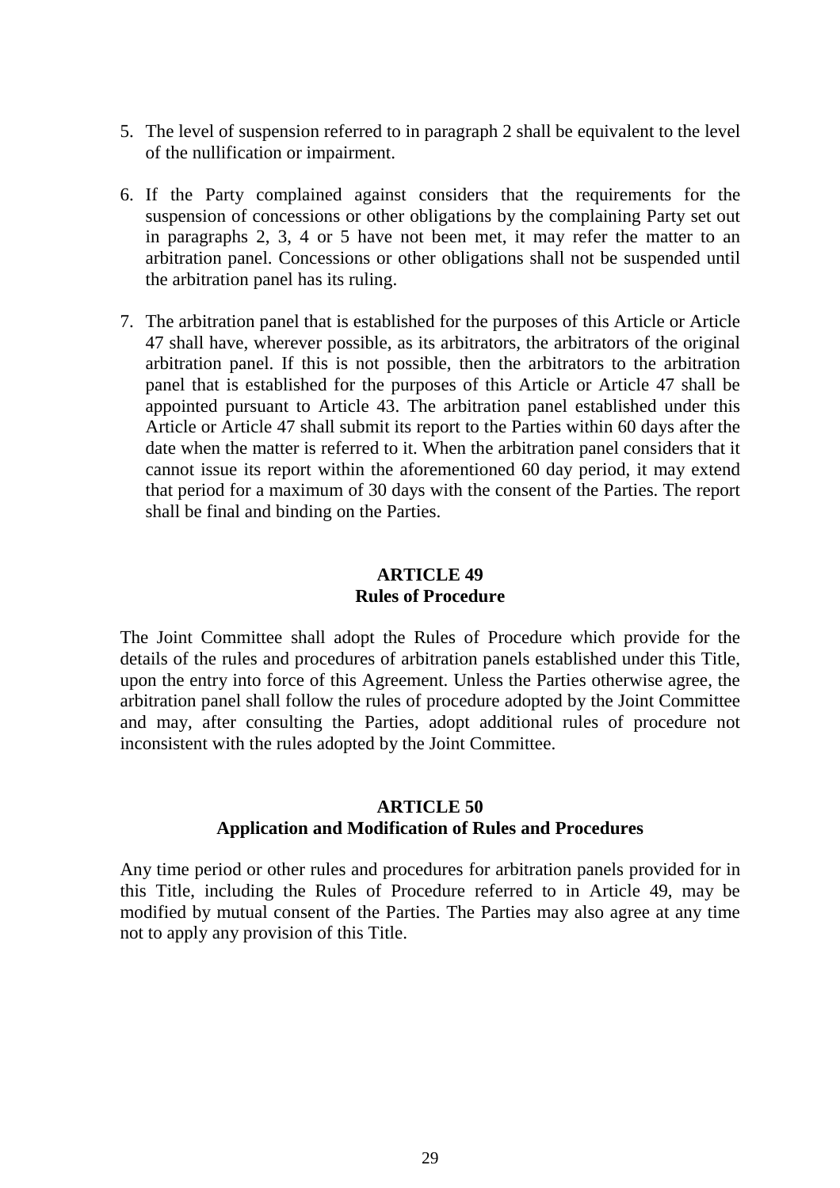5. The level of suspension referred to in paragraph 2 shall be equivalent to the level of the nullification or impairment.

6. If the Party complained against considers that the requirements for the suspension of concessions or other obligations by the complaining Party set out in paragraphs 2, 3, 4 or 5 have not been met, it may refer the matter to an arbitration panel. Concessions or other obligations shall not be suspended until the arbitration panel has its ruling.

7. The arbitration panel that is established for the purposes of this Article or Article 47 shall have, wherever possible, as its arbitrators, the arbitrators of the original arbitration panel. If this is not possible, then the arbitrators to the arbitration panel that is established for the purposes of this Article or Article 47 shall be appointed pursuant to Article 43. The arbitration panel established under this Article or Article 47 shall submit its report to the Parties within 60 days after the date when the matter is referred to it. When the arbitration panel considers that it cannot issue its report within the aforementioned 60 day period, it may extend that period for a maximum of 30 days with the consent of the Parties. The report shall be final and binding on the Parties.

## ARTICLE 49
## Rules of Procedure

The Joint Committee shall adopt the Rules of Procedure which provide for the details of the rules and procedures of arbitration panels established under this Title, upon the entry into force of this Agreement. Unless the Parties otherwise agree, the arbitration panel shall follow the rules of procedure adopted by the Joint Committee and may, after consulting the Parties, adopt additional rules of procedure not inconsistent with the rules adopted by the Joint Committee.

## ARTICLE 50
## Application and Modification of Rules and Procedures

Any time period or other rules and procedures for arbitration panels provided for in this Title, including the Rules of Procedure referred to in Article 49, may be modified by mutual consent of the Parties. The Parties may also agree at any time not to apply any provision of this Title.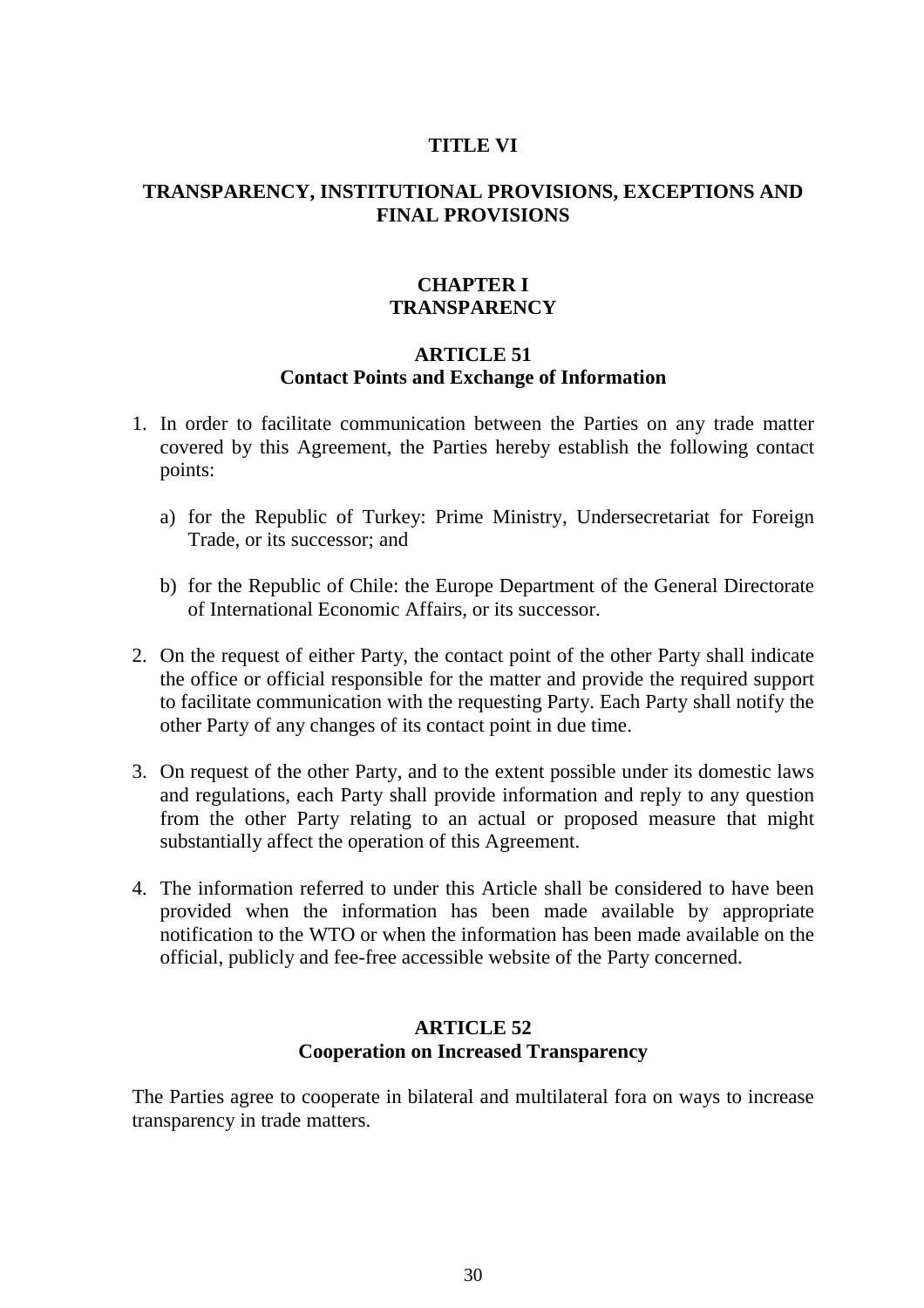# TITLE VI

# TRANSPARENCY, INSTITUTIONAL PROVISIONS, EXCEPTIONS AND FINAL PROVISIONS

## CHAPTER I
## TRANSPARENCY

### ARTICLE 51
### Contact Points and Exchange of Information

1. In order to facilitate communication between the Parties on any trade matter covered by this Agreement, the Parties hereby establish the following contact points:

   a) for the Republic of Turkey: Prime Ministry, Undersecretariat for Foreign Trade, or its successor; and

   b) for the Republic of Chile: the Europe Department of the General Directorate of International Economic Affairs, or its successor.

2. On the request of either Party, the contact point of the other Party shall indicate the office or official responsible for the matter and provide the required support to facilitate communication with the requesting Party. Each Party shall notify the other Party of any changes of its contact point in due time.

3. On request of the other Party, and to the extent possible under its domestic laws and regulations, each Party shall provide information and reply to any question from the other Party relating to an actual or proposed measure that might substantially affect the operation of this Agreement.

4. The information referred to under this Article shall be considered to have been provided when the information has been made available by appropriate notification to the WTO or when the information has been made available on the official, publicly and fee-free accessible website of the Party concerned.

### ARTICLE 52
### Cooperation on Increased Transparency

The Parties agree to cooperate in bilateral and multilateral fora on ways to increase transparency in trade matters.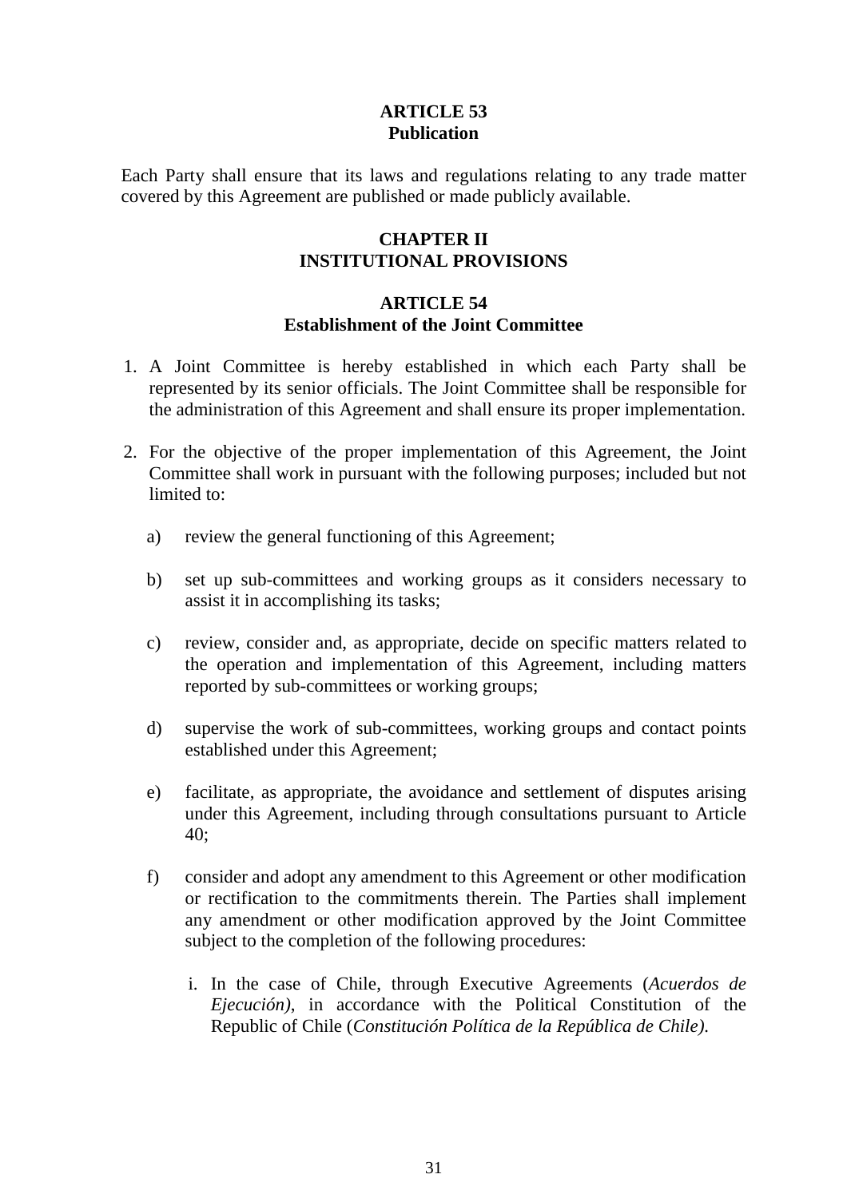**ARTICLE 53**
**Publication**

Each Party shall ensure that its laws and regulations relating to any trade matter covered by this Agreement are published or made publicly available.

## CHAPTER II
## INSTITUTIONAL PROVISIONS

**ARTICLE 54**
**Establishment of the Joint Committee**

1. A Joint Committee is hereby established in which each Party shall be represented by its senior officials. The Joint Committee shall be responsible for the administration of this Agreement and shall ensure its proper implementation.

2. For the objective of the proper implementation of this Agreement, the Joint Committee shall work in pursuant with the following purposes; included but not limited to:

   a) review the general functioning of this Agreement;

   b) set up sub-committees and working groups as it considers necessary to assist it in accomplishing its tasks;

   c) review, consider and, as appropriate, decide on specific matters related to the operation and implementation of this Agreement, including matters reported by sub-committees or working groups;

   d) supervise the work of sub-committees, working groups and contact points established under this Agreement;

   e) facilitate, as appropriate, the avoidance and settlement of disputes arising under this Agreement, including through consultations pursuant to Article 40;

   f) consider and adopt any amendment to this Agreement or other modification or rectification to the commitments therein. The Parties shall implement any amendment or other modification approved by the Joint Committee subject to the completion of the following procedures:

      i. In the case of Chile, through Executive Agreements (*Acuerdos de Ejecución)*, in accordance with the Political Constitution of the Republic of Chile (*Constitución Política de la República de Chile)*.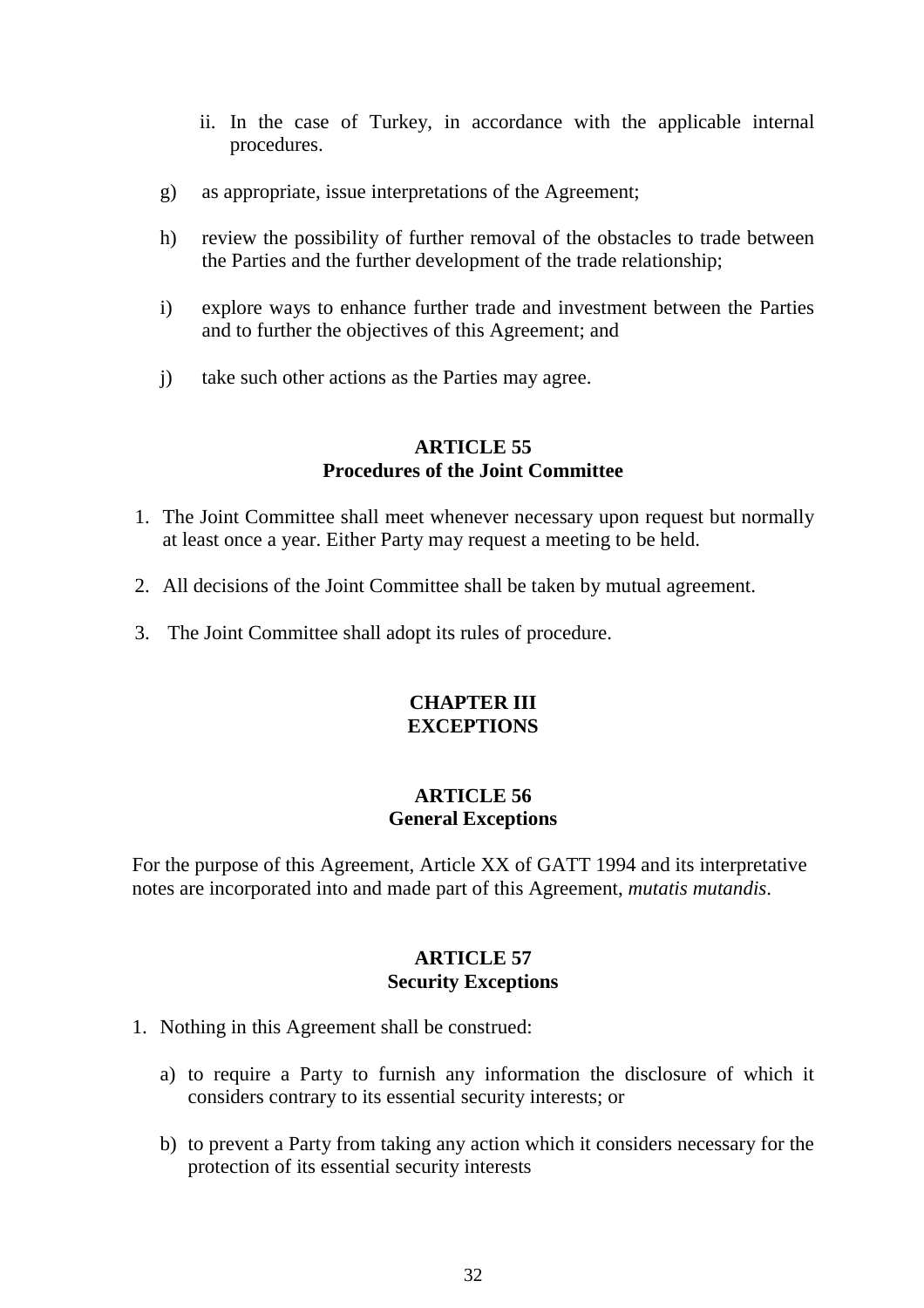ii. In the case of Turkey, in accordance with the applicable internal procedures.

g) as appropriate, issue interpretations of the Agreement;

h) review the possibility of further removal of the obstacles to trade between the Parties and the further development of the trade relationship;

i) explore ways to enhance further trade and investment between the Parties and to further the objectives of this Agreement; and

j) take such other actions as the Parties may agree.

## ARTICLE 55
## Procedures of the Joint Committee

1. The Joint Committee shall meet whenever necessary upon request but normally at least once a year. Either Party may request a meeting to be held.

2. All decisions of the Joint Committee shall be taken by mutual agreement.

3. The Joint Committee shall adopt its rules of procedure.

# CHAPTER III
# EXCEPTIONS

## ARTICLE 56
## General Exceptions

For the purpose of this Agreement, Article XX of GATT 1994 and its interpretative notes are incorporated into and made part of this Agreement, *mutatis mutandis*.

## ARTICLE 57
## Security Exceptions

1. Nothing in this Agreement shall be construed:

   a) to require a Party to furnish any information the disclosure of which it considers contrary to its essential security interests; or

   b) to prevent a Party from taking any action which it considers necessary for the protection of its essential security interests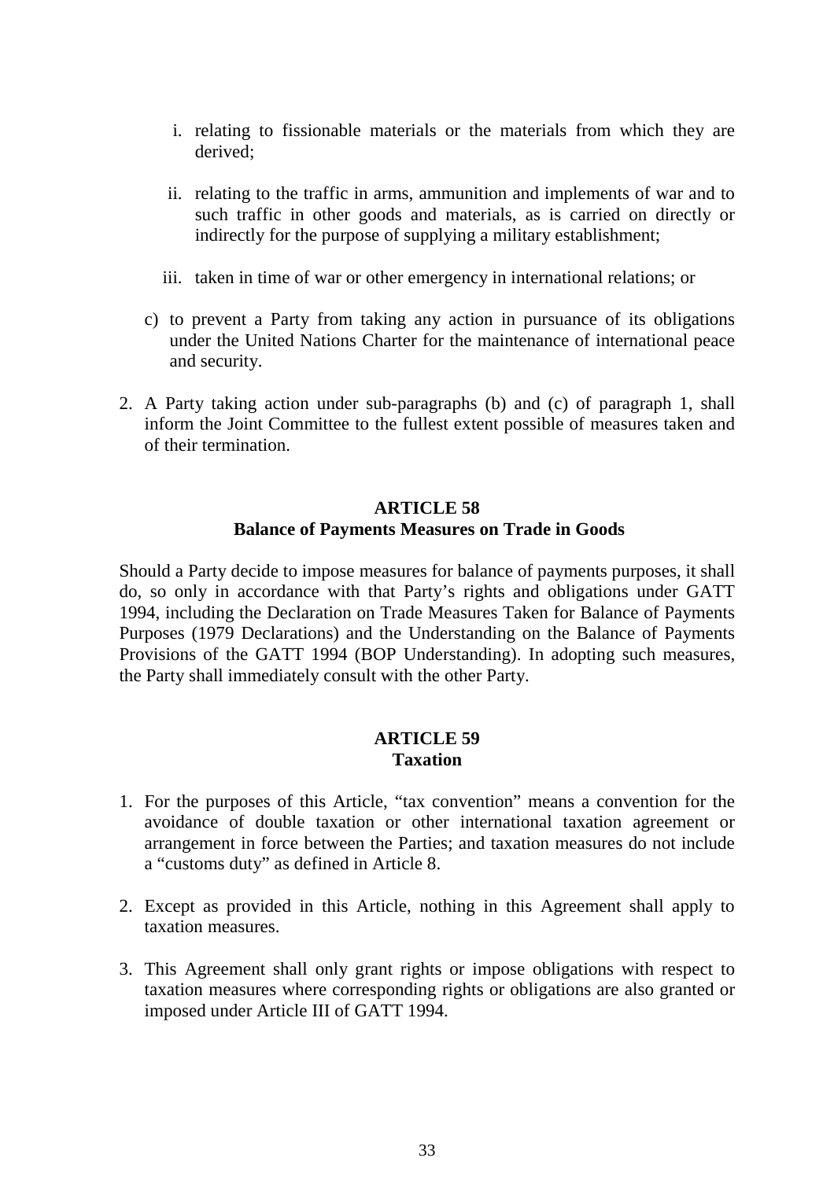i. relating to fissionable materials or the materials from which they are derived;

   ii. relating to the traffic in arms, ammunition and implements of war and to such traffic in other goods and materials, as is carried on directly or indirectly for the purpose of supplying a military establishment;

   iii. taken in time of war or other emergency in international relations; or

   c) to prevent a Party from taking any action in pursuance of its obligations under the United Nations Charter for the maintenance of international peace and security.

2. A Party taking action under sub-paragraphs (b) and (c) of paragraph 1, shall inform the Joint Committee to the fullest extent possible of measures taken and of their termination.

**ARTICLE 58**
**Balance of Payments Measures on Trade in Goods**

Should a Party decide to impose measures for balance of payments purposes, it shall do, so only in accordance with that Party's rights and obligations under GATT 1994, including the Declaration on Trade Measures Taken for Balance of Payments Purposes (1979 Declarations) and the Understanding on the Balance of Payments Provisions of the GATT 1994 (BOP Understanding). In adopting such measures, the Party shall immediately consult with the other Party.

**ARTICLE 59**
**Taxation**

1. For the purposes of this Article, "tax convention" means a convention for the avoidance of double taxation or other international taxation agreement or arrangement in force between the Parties; and taxation measures do not include a "customs duty" as defined in Article 8.

2. Except as provided in this Article, nothing in this Agreement shall apply to taxation measures.

3. This Agreement shall only grant rights or impose obligations with respect to taxation measures where corresponding rights or obligations are also granted or imposed under Article III of GATT 1994.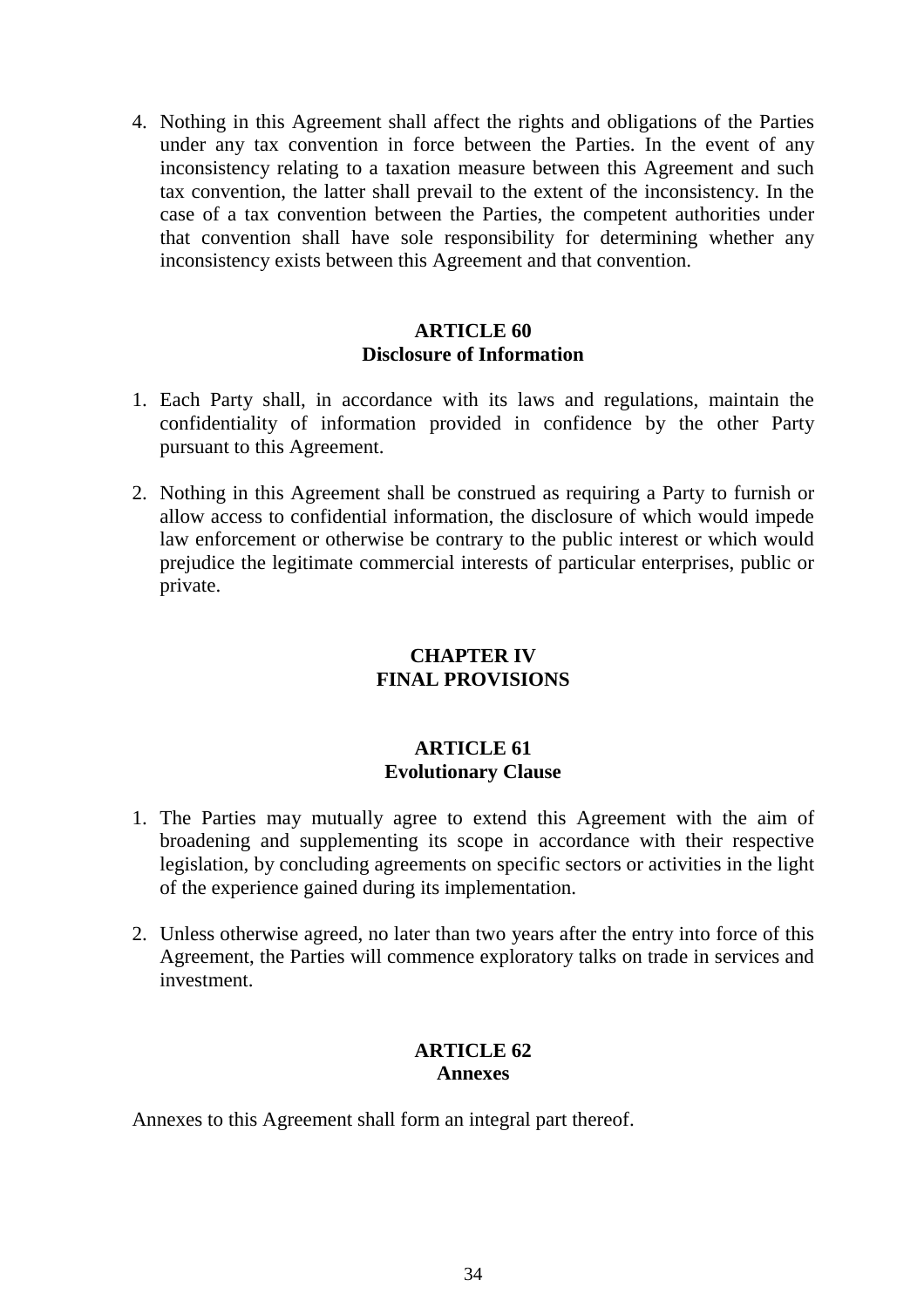4. Nothing in this Agreement shall affect the rights and obligations of the Parties under any tax convention in force between the Parties. In the event of any inconsistency relating to a taxation measure between this Agreement and such tax convention, the latter shall prevail to the extent of the inconsistency. In the case of a tax convention between the Parties, the competent authorities under that convention shall have sole responsibility for determining whether any inconsistency exists between this Agreement and that convention.

### ARTICLE 60
### Disclosure of Information

1. Each Party shall, in accordance with its laws and regulations, maintain the confidentiality of information provided in confidence by the other Party pursuant to this Agreement.

2. Nothing in this Agreement shall be construed as requiring a Party to furnish or allow access to confidential information, the disclosure of which would impede law enforcement or otherwise be contrary to the public interest or which would prejudice the legitimate commercial interests of particular enterprises, public or private.

## CHAPTER IV
## FINAL PROVISIONS

### ARTICLE 61
### Evolutionary Clause

1. The Parties may mutually agree to extend this Agreement with the aim of broadening and supplementing its scope in accordance with their respective legislation, by concluding agreements on specific sectors or activities in the light of the experience gained during its implementation.

2. Unless otherwise agreed, no later than two years after the entry into force of this Agreement, the Parties will commence exploratory talks on trade in services and investment.

### ARTICLE 62
### Annexes

Annexes to this Agreement shall form an integral part thereof.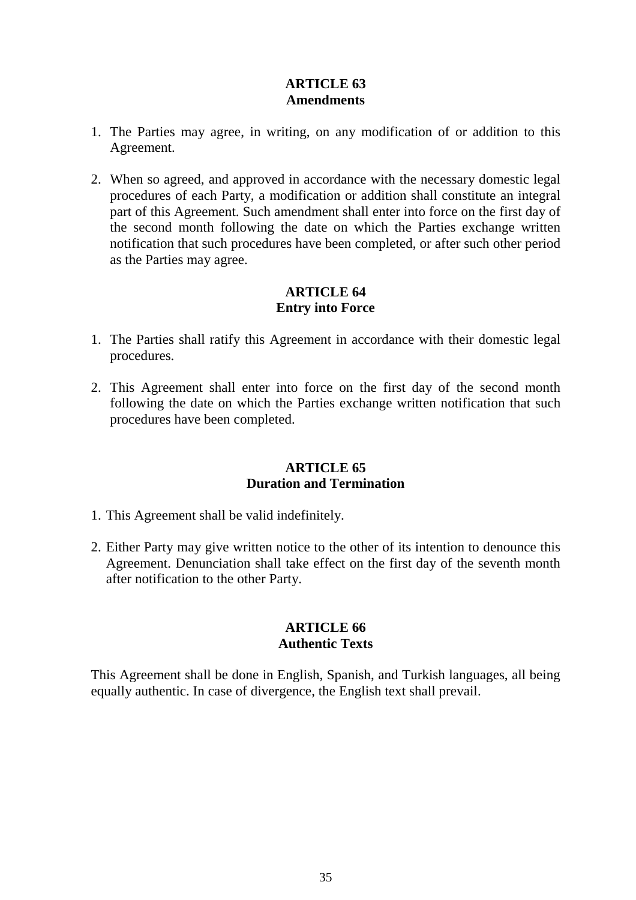## ARTICLE 63
## Amendments

1. The Parties may agree, in writing, on any modification of or addition to this Agreement.

2. When so agreed, and approved in accordance with the necessary domestic legal procedures of each Party, a modification or addition shall constitute an integral part of this Agreement. Such amendment shall enter into force on the first day of the second month following the date on which the Parties exchange written notification that such procedures have been completed, or after such other period as the Parties may agree.

## ARTICLE 64
## Entry into Force

1. The Parties shall ratify this Agreement in accordance with their domestic legal procedures.

2. This Agreement shall enter into force on the first day of the second month following the date on which the Parties exchange written notification that such procedures have been completed.

## ARTICLE 65
## Duration and Termination

1. This Agreement shall be valid indefinitely.

2. Either Party may give written notice to the other of its intention to denounce this Agreement. Denunciation shall take effect on the first day of the seventh month after notification to the other Party.

## ARTICLE 66
## Authentic Texts

This Agreement shall be done in English, Spanish, and Turkish languages, all being equally authentic. In case of divergence, the English text shall prevail.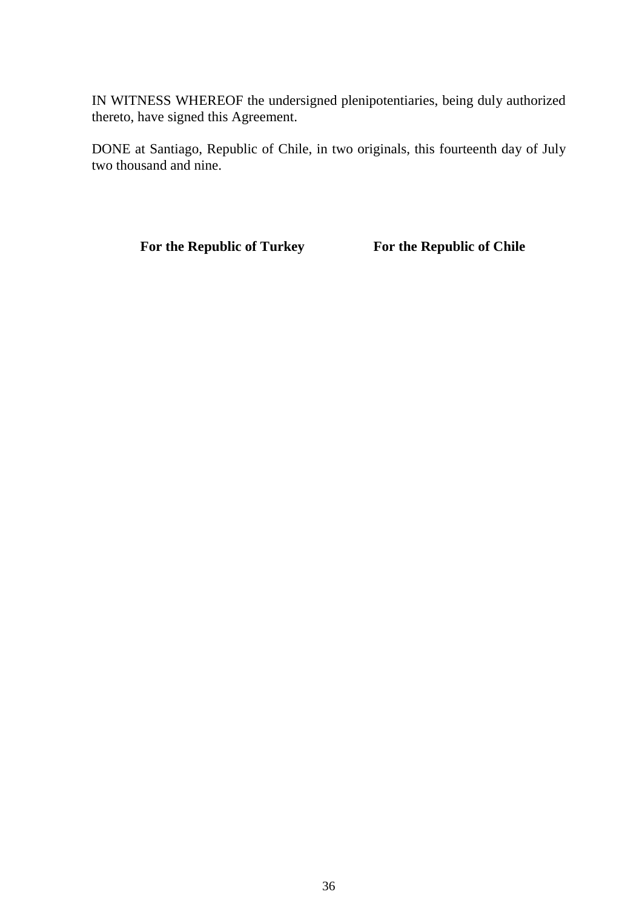IN WITNESS WHEREOF the undersigned plenipotentiaries, being duly authorized thereto, have signed this Agreement.

DONE at Santiago, Republic of Chile, in two originals, this fourteenth day of July two thousand and nine.

| | |
|---|---|
| **For the Republic of Turkey** | **For the Republic of Chile** |